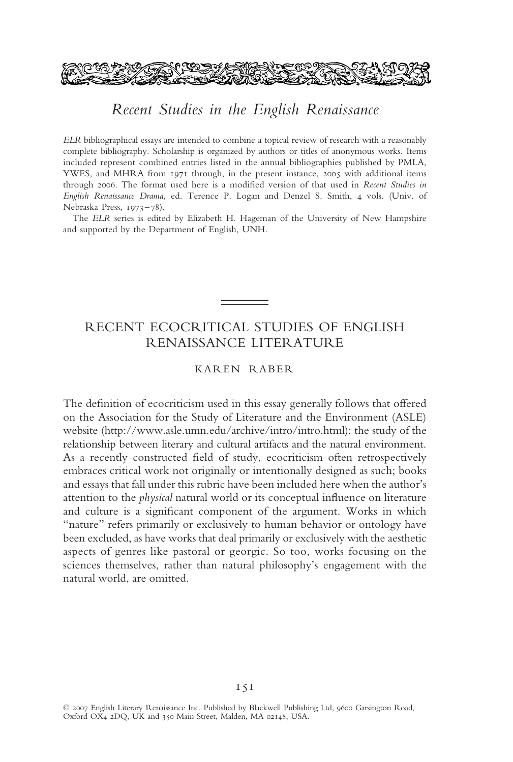# *Recent Studies in the English Renaissance*

*ELR* bibliographical essays are intended to combine a topical review of research with a reasonably complete bibliography. Scholarship is organized by authors or titles of anonymous works. Items included represent combined entries listed in the annual bibliographies published by PMLA, YWES, and MHRA from 1971 through, in the present instance, 2005 with additional items through 2006. The format used here is a modified version of that used in *Recent Studies in English Renaissance Drama*, ed. Terence P. Logan and Denzel S. Smith, 4 vols. (Univ. of Nebraska Press, 1973–78).

The *ELR* series is edited by Elizabeth H. Hageman of the University of New Hampshire and supported by the Department of English, UNH.

## RECENT ECOCRITICAL STUDIES OF ENGLISH RENAISSANCE LITERATURE

KAREN RABER

The definition of ecocriticism used in this essay generally follows that offered on the Association for the Study of Literature and the Environment (ASLE) website (http://www.asle.umn.edu/archive/intro/intro.html): the study of the relationship between literary and cultural artifacts and the natural environment. As a recently constructed field of study, ecocriticism often retrospectively embraces critical work not originally or intentionally designed as such; books and essays that fall under this rubric have been included here when the author's attention to the *physical* natural world or its conceptual influence on literature and culture is a significant component of the argument. Works in which "nature" refers primarily or exclusively to human behavior or ontology have been excluded, as have works that deal primarily or exclusively with the aesthetic aspects of genres like pastoral or georgic. So too, works focusing on the sciences themselves, rather than natural philosophy's engagement with the natural world, are omitted.

© 2007 English Literary Renaissance Inc. Published by Blackwell Publishing Ltd, 9600 Garsington Road, Oxford OX4 2DQ, UK and 350 Main Street, Malden, MA 02148, USA.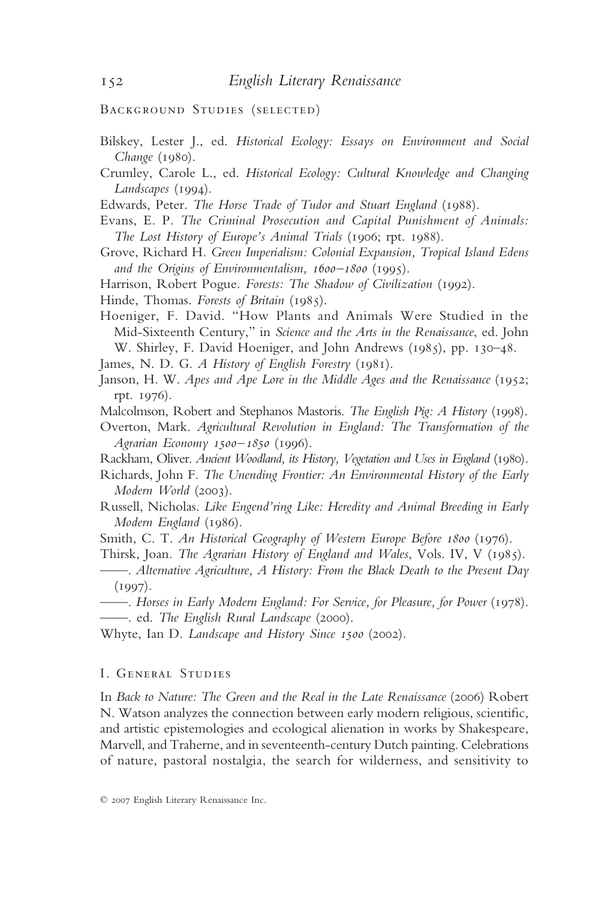Background Studies (selected)

Bilskey, Lester J., ed. *Historical Ecology: Essays on Environment and Social Change* (1980).

Crumley, Carole L., ed. *Historical Ecology: Cultural Knowledge and Changing Landscapes* (1994).

Edwards, Peter. *The Horse Trade of Tudor and Stuart England* (1988).

Evans, E. P. *The Criminal Prosecution and Capital Punishment of Animals: The Lost History of Europe's Animal Trials* (1906; rpt. 1988).

Grove, Richard H. *Green Imperialism: Colonial Expansion, Tropical Island Edens and the Origins of Environmentalism, 1600–1800* (1995).

Harrison, Robert Pogue. *Forests: The Shadow of Civilization* (1992).

Hinde, Thomas. *Forests of Britain* (1985).

Hoeniger, F. David. "How Plants and Animals Were Studied in the Mid-Sixteenth Century," in *Science and the Arts in the Renaissance*, ed. John W. Shirley, F. David Hoeniger, and John Andrews (1985), pp. 130–48.

James, N. D. G. *A History of English Forestry* (1981).

Janson, H. W. *Apes and Ape Lore in the Middle Ages and the Renaissance* (1952; rpt. 1976).

Malcolmson, Robert and Stephanos Mastoris. *The English Pig: A History* (1998).

Overton, Mark. *Agricultural Revolution in England: The Transformation of the Agrarian Economy 1500–1850* (1996).

Rackham, Oliver. *Ancient Woodland, its History, Vegetation and Uses in England* (1980).

Richards, John F. *The Unending Frontier: An Environmental History of the Early Modern World* (2003).

Russell, Nicholas. *Like Engend'ring Like: Heredity and Animal Breeding in Early Modern England* (1986).

Smith, C. T. *An Historical Geography of Western Europe Before 1800* (1976).

Thirsk, Joan. *The Agrarian History of England and Wales*, Vols. IV, V (1985).

——. *Alternative Agriculture, A History: From the Black Death to the Present Day* (1997).

——. *Horses in Early Modern England: For Service, for Pleasure, for Power* (1978).

——. ed. *The English Rural Landscape* (2000).

Whyte, Ian D. *Landscape and History Since 1500* (2002).

## I. General Studies

In *Back to Nature: The Green and the Real in the Late Renaissance* (2006) Robert N. Watson analyzes the connection between early modern religious, scientific, and artistic epistemologies and ecological alienation in works by Shakespeare, Marvell, and Traherne, and in seventeenth-century Dutch painting. Celebrations of nature, pastoral nostalgia, the search for wilderness, and sensitivity to

© 2007 English Literary Renaissance Inc.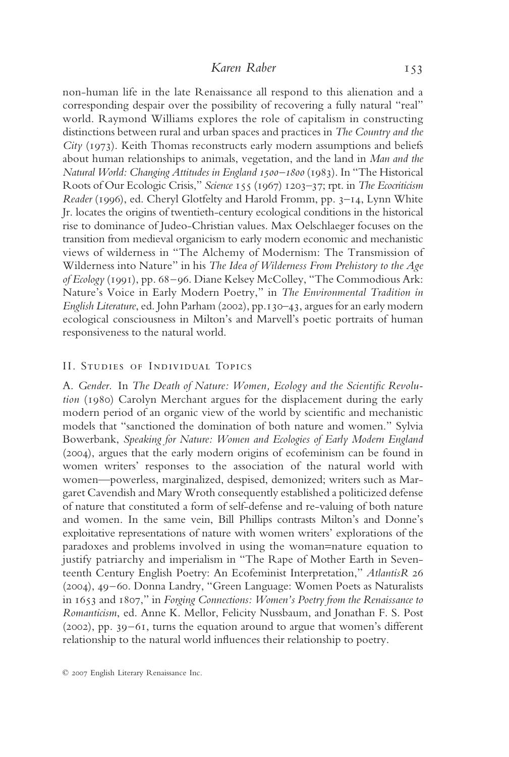non-human life in the late Renaissance all respond to this alienation and a corresponding despair over the possibility of recovering a fully natural "real" world. Raymond Williams explores the role of capitalism in constructing distinctions between rural and urban spaces and practices in *The Country and the City* (1973). Keith Thomas reconstructs early modern assumptions and beliefs about human relationships to animals, vegetation, and the land in *Man and the Natural World: Changing Attitudes in England 1500–1800* (1983). In "The Historical Roots of Our Ecologic Crisis," *Science* 155 (1967) 1203–37; rpt. in *The Ecocriticism Reader* (1996), ed. Cheryl Glotfelty and Harold Fromm, pp. 3–14, Lynn White Jr. locates the origins of twentieth-century ecological conditions in the historical rise to dominance of Judeo-Christian values. Max Oelschlaeger focuses on the transition from medieval organicism to early modern economic and mechanistic views of wilderness in "The Alchemy of Modernism: The Transmission of Wilderness into Nature" in his *The Idea of Wilderness From Prehistory to the Age of Ecology* (1991), pp. 68–96. Diane Kelsey McColley, "The Commodious Ark: Nature's Voice in Early Modern Poetry," in *The Environmental Tradition in English Literature*, ed. John Parham (2002), pp.130–43, argues for an early modern ecological consciousness in Milton's and Marvell's poetic portraits of human responsiveness to the natural world.

## II. Studies of Individual Topics

A. *Gender.* In *The Death of Nature: Women, Ecology and the Scientific Revolution* (1980) Carolyn Merchant argues for the displacement during the early modern period of an organic view of the world by scientific and mechanistic models that "sanctioned the domination of both nature and women." Sylvia Bowerbank, *Speaking for Nature: Women and Ecologies of Early Modern England* (2004), argues that the early modern origins of ecofeminism can be found in women writers' responses to the association of the natural world with women—powerless, marginalized, despised, demonized; writers such as Margaret Cavendish and Mary Wroth consequently established a politicized defense of nature that constituted a form of self-defense and re-valuing of both nature and women. In the same vein, Bill Phillips contrasts Milton's and Donne's exploitative representations of nature with women writers' explorations of the paradoxes and problems involved in using the woman=nature equation to justify patriarchy and imperialism in "The Rape of Mother Earth in Seventeenth Century English Poetry: An Ecofeminist Interpretation," *AtlantisR* 26 (2004), 49–60. Donna Landry, "Green Language: Women Poets as Naturalists in 1653 and 1807," in *Forging Connections: Women's Poetry from the Renaissance to Romanticism*, ed. Anne K. Mellor, Felicity Nussbaum, and Jonathan F. S. Post (2002), pp. 39–61, turns the equation around to argue that women's different relationship to the natural world influences their relationship to poetry.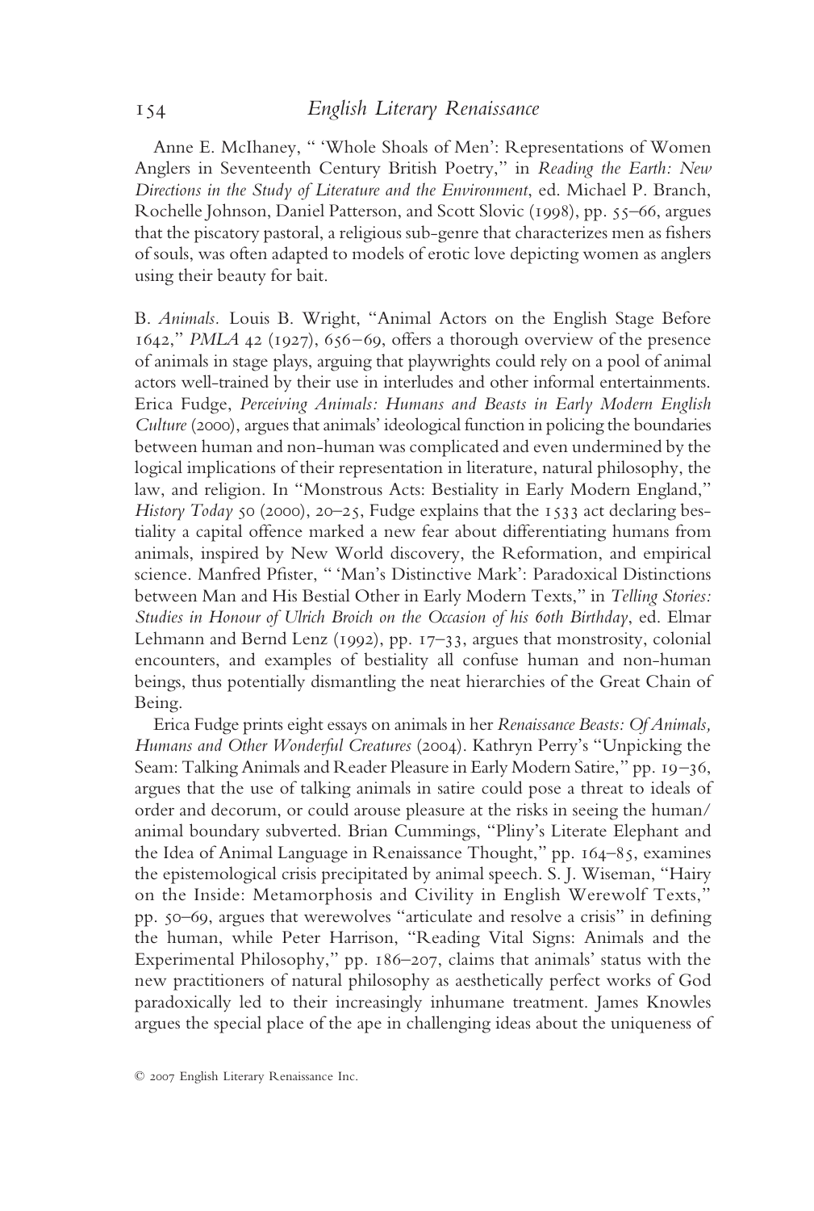Anne E. McIhaney, " 'Whole Shoals of Men': Representations of Women Anglers in Seventeenth Century British Poetry," in *Reading the Earth: New Directions in the Study of Literature and the Environment*, ed. Michael P. Branch, Rochelle Johnson, Daniel Patterson, and Scott Slovic (1998), pp. 55–66, argues that the piscatory pastoral, a religious sub-genre that characterizes men as fishers of souls, was often adapted to models of erotic love depicting women as anglers using their beauty for bait.

B. *Animals.* Louis B. Wright, "Animal Actors on the English Stage Before 1642," *PMLA* 42 (1927), 656–69, offers a thorough overview of the presence of animals in stage plays, arguing that playwrights could rely on a pool of animal actors well-trained by their use in interludes and other informal entertainments. Erica Fudge, *Perceiving Animals: Humans and Beasts in Early Modern English Culture* (2000), argues that animals' ideological function in policing the boundaries between human and non-human was complicated and even undermined by the logical implications of their representation in literature, natural philosophy, the law, and religion. In "Monstrous Acts: Bestiality in Early Modern England," *History Today* 50 (2000), 20–25, Fudge explains that the 1533 act declaring bestiality a capital offence marked a new fear about differentiating humans from animals, inspired by New World discovery, the Reformation, and empirical science. Manfred Pfister, " 'Man's Distinctive Mark': Paradoxical Distinctions between Man and His Bestial Other in Early Modern Texts," in *Telling Stories: Studies in Honour of Ulrich Broich on the Occasion of his 60th Birthday*, ed. Elmar Lehmann and Bernd Lenz (1992), pp. 17–33, argues that monstrosity, colonial encounters, and examples of bestiality all confuse human and non-human beings, thus potentially dismantling the neat hierarchies of the Great Chain of Being.

Erica Fudge prints eight essays on animals in her *Renaissance Beasts: Of Animals, Humans and Other Wonderful Creatures* (2004). Kathryn Perry's "Unpicking the Seam: Talking Animals and Reader Pleasure in Early Modern Satire," pp. 19–36, argues that the use of talking animals in satire could pose a threat to ideals of order and decorum, or could arouse pleasure at the risks in seeing the human/animal boundary subverted. Brian Cummings, "Pliny's Literate Elephant and the Idea of Animal Language in Renaissance Thought," pp. 164–85, examines the epistemological crisis precipitated by animal speech. S. J. Wiseman, "Hairy on the Inside: Metamorphosis and Civility in English Werewolf Texts," pp. 50–69, argues that werewolves "articulate and resolve a crisis" in defining the human, while Peter Harrison, "Reading Vital Signs: Animals and the Experimental Philosophy," pp. 186–207, claims that animals' status with the new practitioners of natural philosophy as aesthetically perfect works of God paradoxically led to their increasingly inhumane treatment. James Knowles argues the special place of the ape in challenging ideas about the uniqueness of

© 2007 English Literary Renaissance Inc.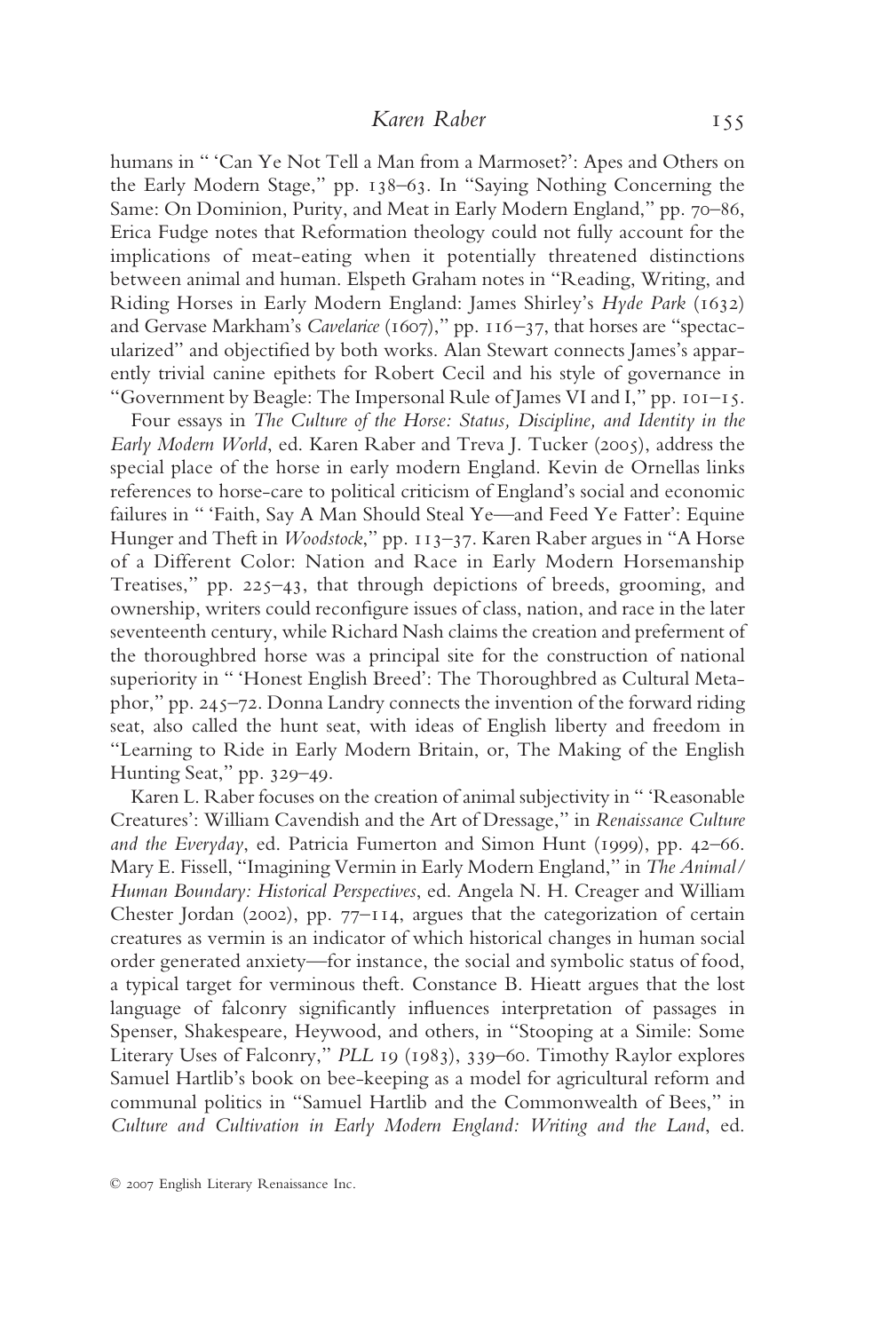humans in " 'Can Ye Not Tell a Man from a Marmoset?': Apes and Others on the Early Modern Stage," pp. 138–63. In "Saying Nothing Concerning the Same: On Dominion, Purity, and Meat in Early Modern England," pp. 70–86, Erica Fudge notes that Reformation theology could not fully account for the implications of meat-eating when it potentially threatened distinctions between animal and human. Elspeth Graham notes in "Reading, Writing, and Riding Horses in Early Modern England: James Shirley's *Hyde Park* (1632) and Gervase Markham's *Cavelarice* (1607)," pp. 116–37, that horses are "spectacularized" and objectified by both works. Alan Stewart connects James's apparently trivial canine epithets for Robert Cecil and his style of governance in "Government by Beagle: The Impersonal Rule of James VI and I," pp. 101–15.

Four essays in *The Culture of the Horse: Status, Discipline, and Identity in the Early Modern World*, ed. Karen Raber and Treva J. Tucker (2005), address the special place of the horse in early modern England. Kevin de Ornellas links references to horse-care to political criticism of England's social and economic failures in " 'Faith, Say A Man Should Steal Ye—and Feed Ye Fatter': Equine Hunger and Theft in *Woodstock*," pp. 113–37. Karen Raber argues in "A Horse of a Different Color: Nation and Race in Early Modern Horsemanship Treatises," pp. 225–43, that through depictions of breeds, grooming, and ownership, writers could reconfigure issues of class, nation, and race in the later seventeenth century, while Richard Nash claims the creation and preferment of the thoroughbred horse was a principal site for the construction of national superiority in " 'Honest English Breed': The Thoroughbred as Cultural Metaphor," pp. 245–72. Donna Landry connects the invention of the forward riding seat, also called the hunt seat, with ideas of English liberty and freedom in "Learning to Ride in Early Modern Britain, or, The Making of the English Hunting Seat," pp. 329–49.

Karen L. Raber focuses on the creation of animal subjectivity in " 'Reasonable Creatures': William Cavendish and the Art of Dressage," in *Renaissance Culture and the Everyday*, ed. Patricia Fumerton and Simon Hunt (1999), pp. 42–66. Mary E. Fissell, "Imagining Vermin in Early Modern England," in *The Animal/Human Boundary: Historical Perspectives*, ed. Angela N. H. Creager and William Chester Jordan (2002), pp. 77–114, argues that the categorization of certain creatures as vermin is an indicator of which historical changes in human social order generated anxiety—for instance, the social and symbolic status of food, a typical target for verminous theft. Constance B. Hieatt argues that the lost language of falconry significantly influences interpretation of passages in Spenser, Shakespeare, Heywood, and others, in "Stooping at a Simile: Some Literary Uses of Falconry," *PLL* 19 (1983), 339–60. Timothy Raylor explores Samuel Hartlib's book on bee-keeping as a model for agricultural reform and communal politics in "Samuel Hartlib and the Commonwealth of Bees," in *Culture and Cultivation in Early Modern England: Writing and the Land*, ed.

© 2007 English Literary Renaissance Inc.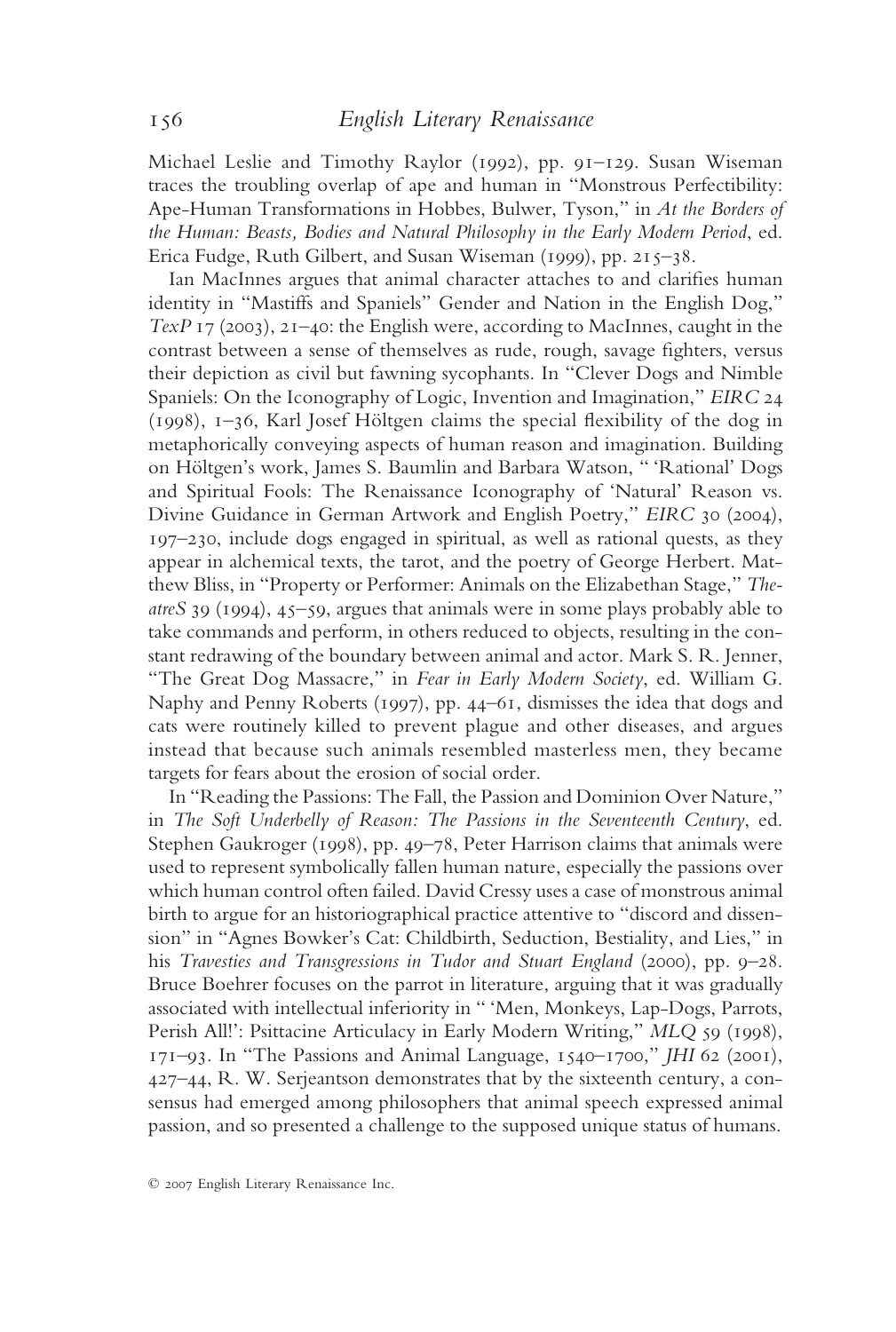Michael Leslie and Timothy Raylor (1992), pp. 91–129. Susan Wiseman traces the troubling overlap of ape and human in "Monstrous Perfectibility: Ape-Human Transformations in Hobbes, Bulwer, Tyson," in *At the Borders of the Human: Beasts, Bodies and Natural Philosophy in the Early Modern Period*, ed. Erica Fudge, Ruth Gilbert, and Susan Wiseman (1999), pp. 215–38.

Ian MacInnes argues that animal character attaches to and clarifies human identity in "Mastiffs and Spaniels" Gender and Nation in the English Dog," *TexP* 17 (2003), 21–40: the English were, according to MacInnes, caught in the contrast between a sense of themselves as rude, rough, savage fighters, versus their depiction as civil but fawning sycophants. In "Clever Dogs and Nimble Spaniels: On the Iconography of Logic, Invention and Imagination," *EIRC* 24 (1998), 1–36, Karl Josef Höltgen claims the special flexibility of the dog in metaphorically conveying aspects of human reason and imagination. Building on Höltgen's work, James S. Baumlin and Barbara Watson, " 'Rational' Dogs and Spiritual Fools: The Renaissance Iconography of 'Natural' Reason vs. Divine Guidance in German Artwork and English Poetry," *EIRC* 30 (2004), 197–230, include dogs engaged in spiritual, as well as rational quests, as they appear in alchemical texts, the tarot, and the poetry of George Herbert. Matthew Bliss, in "Property or Performer: Animals on the Elizabethan Stage," *TheatreS* 39 (1994), 45–59, argues that animals were in some plays probably able to take commands and perform, in others reduced to objects, resulting in the constant redrawing of the boundary between animal and actor. Mark S. R. Jenner, "The Great Dog Massacre," in *Fear in Early Modern Society*, ed. William G. Naphy and Penny Roberts (1997), pp. 44–61, dismisses the idea that dogs and cats were routinely killed to prevent plague and other diseases, and argues instead that because such animals resembled masterless men, they became targets for fears about the erosion of social order.

In "Reading the Passions: The Fall, the Passion and Dominion Over Nature," in *The Soft Underbelly of Reason: The Passions in the Seventeenth Century*, ed. Stephen Gaukroger (1998), pp. 49–78, Peter Harrison claims that animals were used to represent symbolically fallen human nature, especially the passions over which human control often failed. David Cressy uses a case of monstrous animal birth to argue for an historiographical practice attentive to "discord and dissension" in "Agnes Bowker's Cat: Childbirth, Seduction, Bestiality, and Lies," in his *Travesties and Transgressions in Tudor and Stuart England* (2000), pp. 9–28. Bruce Boehrer focuses on the parrot in literature, arguing that it was gradually associated with intellectual inferiority in " 'Men, Monkeys, Lap-Dogs, Parrots, Perish All!': Psittacine Articulacy in Early Modern Writing," *MLQ* 59 (1998), 171–93. In "The Passions and Animal Language, 1540–1700," *JHI* 62 (2001), 427–44, R. W. Serjeantson demonstrates that by the sixteenth century, a consensus had emerged among philosophers that animal speech expressed animal passion, and so presented a challenge to the supposed unique status of humans.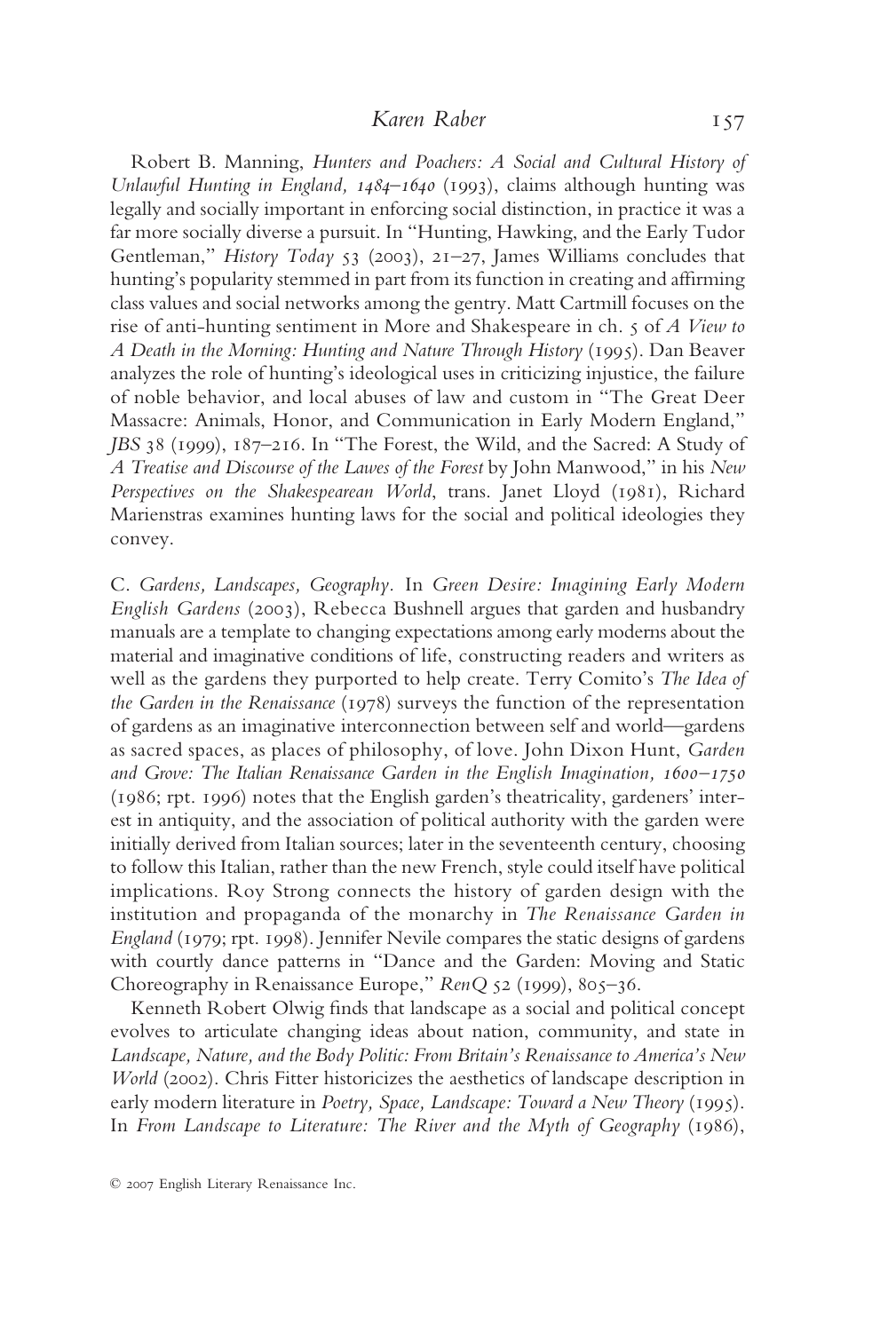Robert B. Manning, *Hunters and Poachers: A Social and Cultural History of Unlawful Hunting in England, 1484–1640* (1993), claims although hunting was legally and socially important in enforcing social distinction, in practice it was a far more socially diverse a pursuit. In "Hunting, Hawking, and the Early Tudor Gentleman," *History Today* 53 (2003), 21–27, James Williams concludes that hunting's popularity stemmed in part from its function in creating and affirming class values and social networks among the gentry. Matt Cartmill focuses on the rise of anti-hunting sentiment in More and Shakespeare in ch. 5 of *A View to A Death in the Morning: Hunting and Nature Through History* (1995). Dan Beaver analyzes the role of hunting's ideological uses in criticizing injustice, the failure of noble behavior, and local abuses of law and custom in "The Great Deer Massacre: Animals, Honor, and Communication in Early Modern England," *JBS* 38 (1999), 187–216. In "The Forest, the Wild, and the Sacred: A Study of *A Treatise and Discourse of the Lawes of the Forest* by John Manwood," in his *New Perspectives on the Shakespearean World*, trans. Janet Lloyd (1981), Richard Marienstras examines hunting laws for the social and political ideologies they convey.

C. *Gardens, Landscapes, Geography.* In *Green Desire: Imagining Early Modern English Gardens* (2003), Rebecca Bushnell argues that garden and husbandry manuals are a template to changing expectations among early moderns about the material and imaginative conditions of life, constructing readers and writers as well as the gardens they purported to help create. Terry Comito's *The Idea of the Garden in the Renaissance* (1978) surveys the function of the representation of gardens as an imaginative interconnection between self and world—gardens as sacred spaces, as places of philosophy, of love. John Dixon Hunt, *Garden and Grove: The Italian Renaissance Garden in the English Imagination, 1600–1750* (1986; rpt. 1996) notes that the English garden's theatricality, gardeners' interest in antiquity, and the association of political authority with the garden were initially derived from Italian sources; later in the seventeenth century, choosing to follow this Italian, rather than the new French, style could itself have political implications. Roy Strong connects the history of garden design with the institution and propaganda of the monarchy in *The Renaissance Garden in England* (1979; rpt. 1998). Jennifer Nevile compares the static designs of gardens with courtly dance patterns in "Dance and the Garden: Moving and Static Choreography in Renaissance Europe," *RenQ* 52 (1999), 805–36.

Kenneth Robert Olwig finds that landscape as a social and political concept evolves to articulate changing ideas about nation, community, and state in *Landscape, Nature, and the Body Politic: From Britain's Renaissance to America's New World* (2002). Chris Fitter historicizes the aesthetics of landscape description in early modern literature in *Poetry, Space, Landscape: Toward a New Theory* (1995). In *From Landscape to Literature: The River and the Myth of Geography* (1986),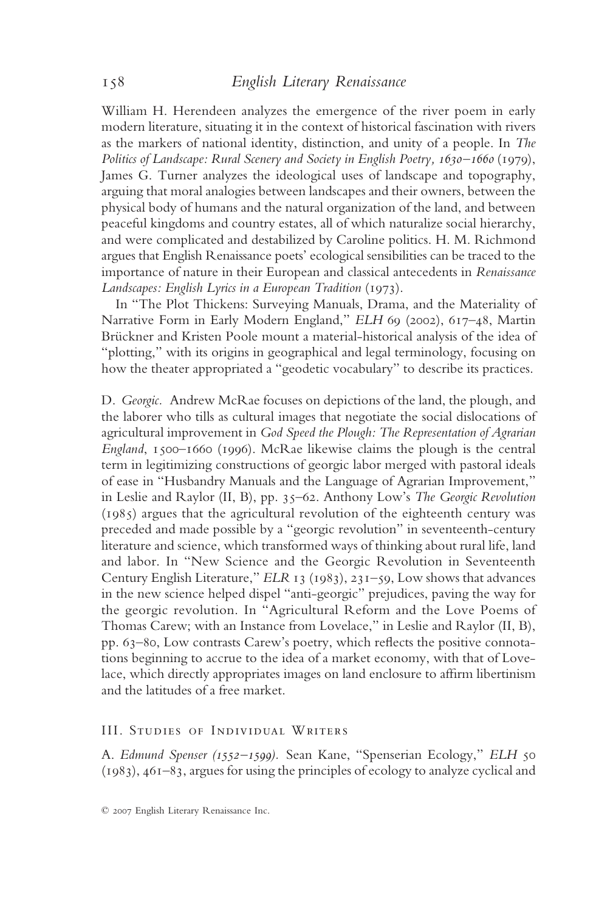William H. Herendeen analyzes the emergence of the river poem in early modern literature, situating it in the context of historical fascination with rivers as the markers of national identity, distinction, and unity of a people. In *The Politics of Landscape: Rural Scenery and Society in English Poetry, 1630–1660* (1979), James G. Turner analyzes the ideological uses of landscape and topography, arguing that moral analogies between landscapes and their owners, between the physical body of humans and the natural organization of the land, and between peaceful kingdoms and country estates, all of which naturalize social hierarchy, and were complicated and destabilized by Caroline politics. H. M. Richmond argues that English Renaissance poets' ecological sensibilities can be traced to the importance of nature in their European and classical antecedents in *Renaissance Landscapes: English Lyrics in a European Tradition* (1973).

In "The Plot Thickens: Surveying Manuals, Drama, and the Materiality of Narrative Form in Early Modern England," *ELH* 69 (2002), 617–48, Martin Brückner and Kristen Poole mount a material-historical analysis of the idea of "plotting," with its origins in geographical and legal terminology, focusing on how the theater appropriated a "geodetic vocabulary" to describe its practices.

D. *Georgic*. Andrew McRae focuses on depictions of the land, the plough, and the laborer who tills as cultural images that negotiate the social dislocations of agricultural improvement in *God Speed the Plough: The Representation of Agrarian England*, 1500–1660 (1996). McRae likewise claims the plough is the central term in legitimizing constructions of georgic labor merged with pastoral ideals of ease in "Husbandry Manuals and the Language of Agrarian Improvement," in Leslie and Raylor (II, B), pp. 35–62. Anthony Low's *The Georgic Revolution* (1985) argues that the agricultural revolution of the eighteenth century was preceded and made possible by a "georgic revolution" in seventeenth-century literature and science, which transformed ways of thinking about rural life, land and labor. In "New Science and the Georgic Revolution in Seventeenth Century English Literature," *ELR* 13 (1983), 231–59, Low shows that advances in the new science helped dispel "anti-georgic" prejudices, paving the way for the georgic revolution. In "Agricultural Reform and the Love Poems of Thomas Carew; with an Instance from Lovelace," in Leslie and Raylor (II, B), pp. 63–80, Low contrasts Carew's poetry, which reflects the positive connotations beginning to accrue to the idea of a market economy, with that of Lovelace, which directly appropriates images on land enclosure to affirm libertinism and the latitudes of a free market.

## III. Studies of Individual Writers

A. *Edmund Spenser (1552–1599).* Sean Kane, "Spenserian Ecology," *ELH* 50 (1983), 461–83, argues for using the principles of ecology to analyze cyclical and

© 2007 English Literary Renaissance Inc.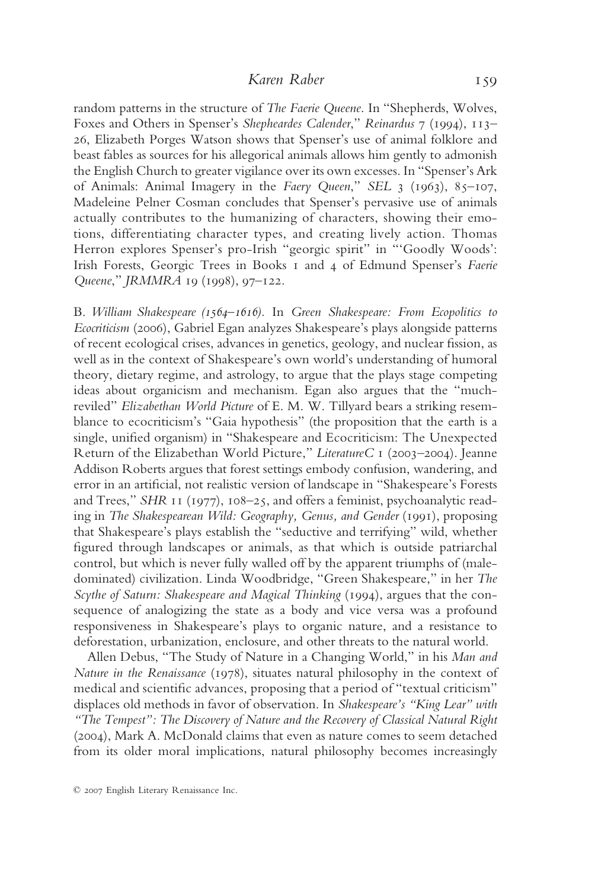random patterns in the structure of *The Faerie Queene*. In "Shepherds, Wolves, Foxes and Others in Spenser's *Shepheardes Calender*," *Reinardus* 7 (1994), 113–26, Elizabeth Porges Watson shows that Spenser's use of animal folklore and beast fables as sources for his allegorical animals allows him gently to admonish the English Church to greater vigilance over its own excesses. In "Spenser's Ark of Animals: Animal Imagery in the *Faery Queen*," *SEL* 3 (1963), 85–107, Madeleine Pelner Cosman concludes that Spenser's pervasive use of animals actually contributes to the humanizing of characters, showing their emotions, differentiating character types, and creating lively action. Thomas Herron explores Spenser's pro-Irish "georgic spirit" in "'Goodly Woods': Irish Forests, Georgic Trees in Books 1 and 4 of Edmund Spenser's *Faerie Queene*," *JRMMRA* 19 (1998), 97–122.

B. *William Shakespeare (1564–1616).* In *Green Shakespeare: From Ecopolitics to Ecocriticism* (2006), Gabriel Egan analyzes Shakespeare's plays alongside patterns of recent ecological crises, advances in genetics, geology, and nuclear fission, as well as in the context of Shakespeare's own world's understanding of humoral theory, dietary regime, and astrology, to argue that the plays stage competing ideas about organicism and mechanism. Egan also argues that the "much-reviled" *Elizabethan World Picture* of E. M. W. Tillyard bears a striking resemblance to ecocriticism's "Gaia hypothesis" (the proposition that the earth is a single, unified organism) in "Shakespeare and Ecocriticism: The Unexpected Return of the Elizabethan World Picture," *LiteratureC* 1 (2003–2004). Jeanne Addison Roberts argues that forest settings embody confusion, wandering, and error in an artificial, not realistic version of landscape in "Shakespeare's Forests and Trees," *SHR* 11 (1977), 108–25, and offers a feminist, psychoanalytic reading in *The Shakespearean Wild: Geography, Genus, and Gender* (1991), proposing that Shakespeare's plays establish the "seductive and terrifying" wild, whether figured through landscapes or animals, as that which is outside patriarchal control, but which is never fully walled off by the apparent triumphs of (male-dominated) civilization. Linda Woodbridge, "Green Shakespeare," in her *The Scythe of Saturn: Shakespeare and Magical Thinking* (1994), argues that the consequence of analogizing the state as a body and vice versa was a profound responsiveness in Shakespeare's plays to organic nature, and a resistance to deforestation, urbanization, enclosure, and other threats to the natural world.

Allen Debus, "The Study of Nature in a Changing World," in his *Man and Nature in the Renaissance* (1978), situates natural philosophy in the context of medical and scientific advances, proposing that a period of "textual criticism" displaces old methods in favor of observation. In *Shakespeare's "King Lear" with "The Tempest": The Discovery of Nature and the Recovery of Classical Natural Right* (2004), Mark A. McDonald claims that even as nature comes to seem detached from its older moral implications, natural philosophy becomes increasingly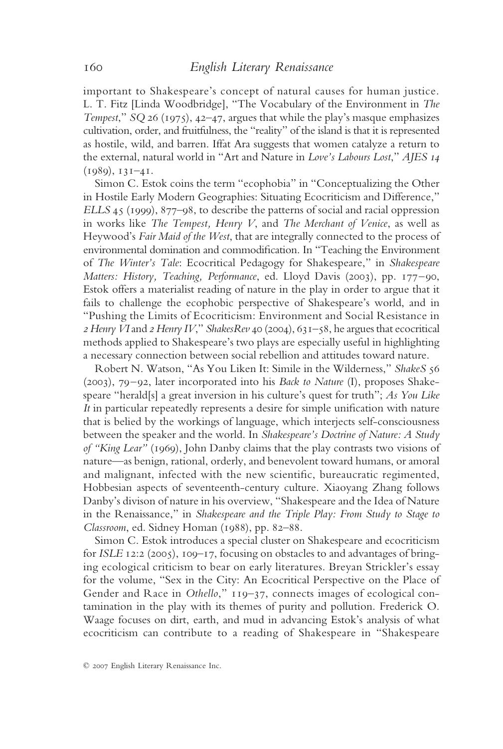important to Shakespeare's concept of natural causes for human justice. L. T. Fitz [Linda Woodbridge], "The Vocabulary of the Environment in *The Tempest*," *SQ* 26 (1975), 42–47, argues that while the play's masque emphasizes cultivation, order, and fruitfulness, the "reality" of the island is that it is represented as hostile, wild, and barren. Iffat Ara suggests that women catalyze a return to the external, natural world in "Art and Nature in *Love's Labours Lost*," *AJES 14* (1989), 131–41.

Simon C. Estok coins the term "ecophobia" in "Conceptualizing the Other in Hostile Early Modern Geographies: Situating Ecocriticism and Difference," *ELLS* 45 (1999), 877–98, to describe the patterns of social and racial oppression in works like *The Tempest, Henry V*, and *The Merchant of Venice*, as well as Heywood's *Fair Maid of the West*, that are integrally connected to the process of environmental domination and commodification. In "Teaching the Environment of *The Winter's Tale*: Ecocritical Pedagogy for Shakespeare," in *Shakespeare Matters: History, Teaching, Performance*, ed. Lloyd Davis (2003), pp. 177–90, Estok offers a materialist reading of nature in the play in order to argue that it fails to challenge the ecophobic perspective of Shakespeare's world, and in "Pushing the Limits of Ecocriticism: Environment and Social Resistance in *2 Henry VI* and *2 Henry IV*," *ShakesRev* 40 (2004), 631–58, he argues that ecocritical methods applied to Shakespeare's two plays are especially useful in highlighting a necessary connection between social rebellion and attitudes toward nature.

Robert N. Watson, "As You Liken It: Simile in the Wilderness," *ShakeS* 56 (2003), 79–92, later incorporated into his *Back to Nature* (I), proposes Shakespeare "herald[s] a great inversion in his culture's quest for truth"; *As You Like It* in particular repeatedly represents a desire for simple unification with nature that is belied by the workings of language, which interjects self-consciousness between the speaker and the world. In *Shakespeare's Doctrine of Nature: A Study of "King Lear"* (1969), John Danby claims that the play contrasts two visions of nature—as benign, rational, orderly, and benevolent toward humans, or amoral and malignant, infected with the new scientific, bureaucratic regimented, Hobbesian aspects of seventeenth-century culture. Xiaoyang Zhang follows Danby's divison of nature in his overview, "Shakespeare and the Idea of Nature in the Renaissance," in *Shakespeare and the Triple Play: From Study to Stage to Classroom*, ed. Sidney Homan (1988), pp. 82–88.

Simon C. Estok introduces a special cluster on Shakespeare and ecocriticism for *ISLE* 12:2 (2005), 109–17, focusing on obstacles to and advantages of bringing ecological criticism to bear on early literatures. Breyan Strickler's essay for the volume, "Sex in the City: An Ecocritical Perspective on the Place of Gender and Race in *Othello*," 119–37, connects images of ecological contamination in the play with its themes of purity and pollution. Frederick O. Waage focuses on dirt, earth, and mud in advancing Estok's analysis of what ecocriticism can contribute to a reading of Shakespeare in "Shakespeare

© 2007 English Literary Renaissance Inc.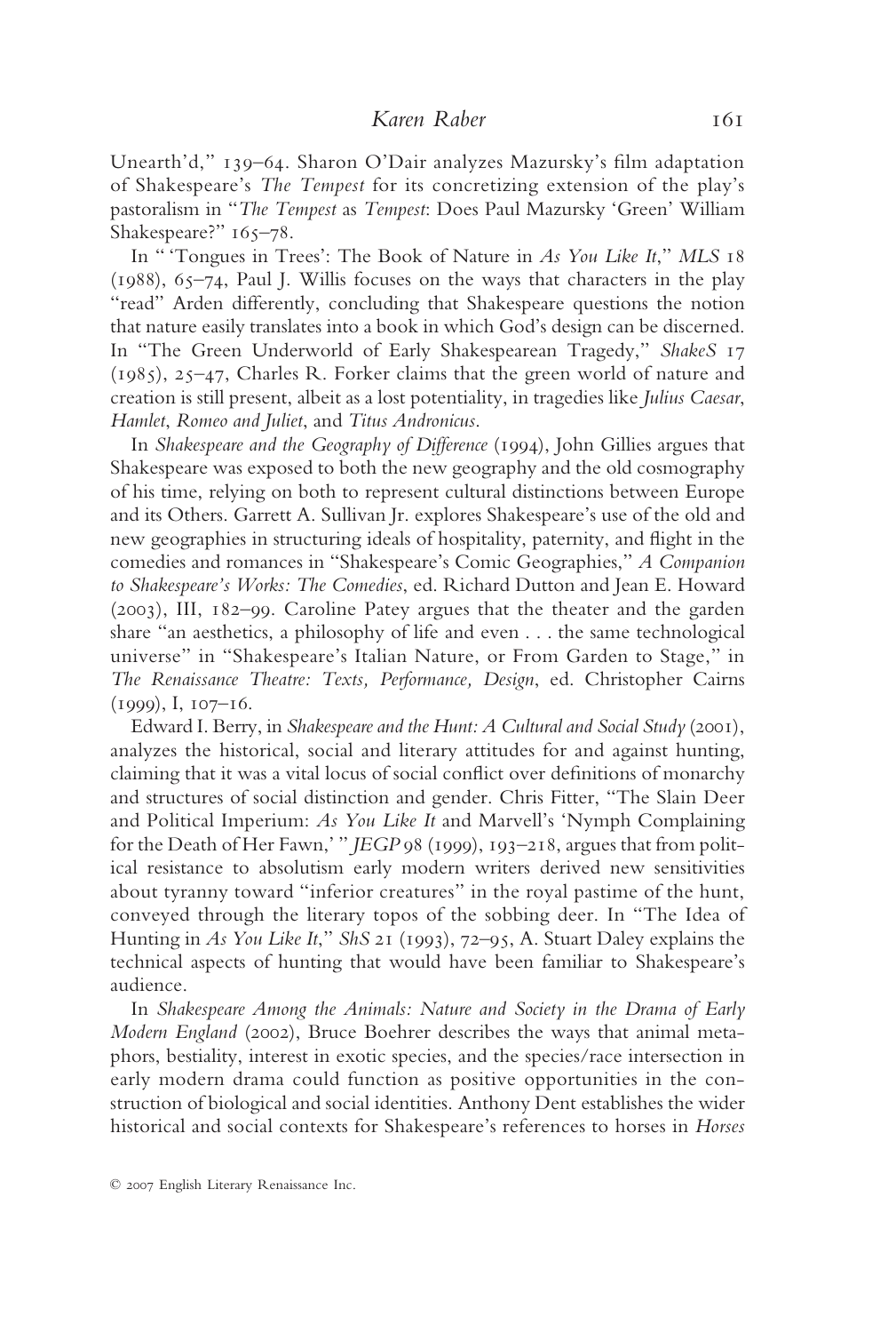Unearth'd," 139–64. Sharon O'Dair analyzes Mazursky's film adaptation of Shakespeare's *The Tempest* for its concretizing extension of the play's pastoralism in "*The Tempest* as *Tempest*: Does Paul Mazursky 'Green' William Shakespeare?" 165–78.

In " 'Tongues in Trees': The Book of Nature in *As You Like It*," *MLS* 18 (1988), 65–74, Paul J. Willis focuses on the ways that characters in the play "read" Arden differently, concluding that Shakespeare questions the notion that nature easily translates into a book in which God's design can be discerned. In "The Green Underworld of Early Shakespearean Tragedy," *ShakeS* 17 (1985), 25–47, Charles R. Forker claims that the green world of nature and creation is still present, albeit as a lost potentiality, in tragedies like *Julius Caesar*, *Hamlet*, *Romeo and Juliet*, and *Titus Andronicus*.

In *Shakespeare and the Geography of Difference* (1994), John Gillies argues that Shakespeare was exposed to both the new geography and the old cosmography of his time, relying on both to represent cultural distinctions between Europe and its Others. Garrett A. Sullivan Jr. explores Shakespeare's use of the old and new geographies in structuring ideals of hospitality, paternity, and flight in the comedies and romances in "Shakespeare's Comic Geographies," *A Companion to Shakespeare's Works: The Comedies*, ed. Richard Dutton and Jean E. Howard (2003), III, 182–99. Caroline Patey argues that the theater and the garden share "an aesthetics, a philosophy of life and even . . . the same technological universe" in "Shakespeare's Italian Nature, or From Garden to Stage," in *The Renaissance Theatre: Texts, Performance, Design*, ed. Christopher Cairns (1999), I, 107–16.

Edward I. Berry, in *Shakespeare and the Hunt: A Cultural and Social Study* (2001), analyzes the historical, social and literary attitudes for and against hunting, claiming that it was a vital locus of social conflict over definitions of monarchy and structures of social distinction and gender. Chris Fitter, "The Slain Deer and Political Imperium: *As You Like It* and Marvell's 'Nymph Complaining for the Death of Her Fawn,' " *JEGP* 98 (1999), 193–218, argues that from political resistance to absolutism early modern writers derived new sensitivities about tyranny toward "inferior creatures" in the royal pastime of the hunt, conveyed through the literary topos of the sobbing deer. In "The Idea of Hunting in *As You Like It*," *ShS* 21 (1993), 72–95, A. Stuart Daley explains the technical aspects of hunting that would have been familiar to Shakespeare's audience.

In *Shakespeare Among the Animals: Nature and Society in the Drama of Early Modern England* (2002), Bruce Boehrer describes the ways that animal metaphors, bestiality, interest in exotic species, and the species/race intersection in early modern drama could function as positive opportunities in the construction of biological and social identities. Anthony Dent establishes the wider historical and social contexts for Shakespeare's references to horses in *Horses*

© 2007 English Literary Renaissance Inc.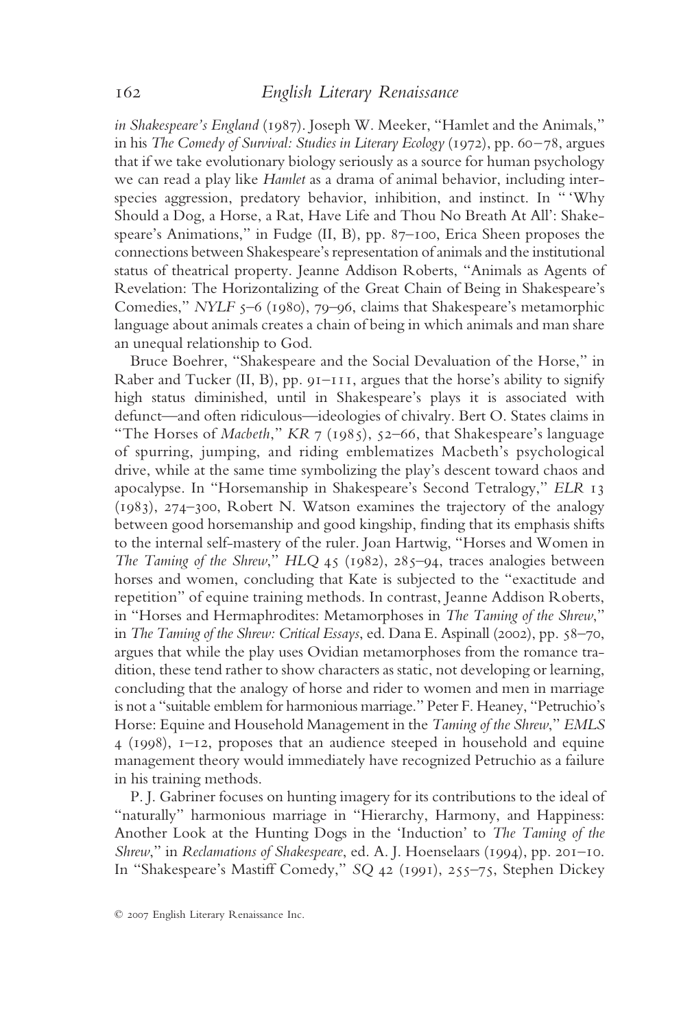*in Shakespeare's England* (1987). Joseph W. Meeker, "Hamlet and the Animals," in his *The Comedy of Survival: Studies in Literary Ecology* (1972), pp. 60–78, argues that if we take evolutionary biology seriously as a source for human psychology we can read a play like *Hamlet* as a drama of animal behavior, including interspecies aggression, predatory behavior, inhibition, and instinct. In "'Why Should a Dog, a Horse, a Rat, Have Life and Thou No Breath At All': Shakespeare's Animations," in Fudge (II, B), pp. 87–100, Erica Sheen proposes the connections between Shakespeare's representation of animals and the institutional status of theatrical property. Jeanne Addison Roberts, "Animals as Agents of Revelation: The Horizontalizing of the Great Chain of Being in Shakespeare's Comedies," *NYLF* 5–6 (1980), 79–96, claims that Shakespeare's metamorphic language about animals creates a chain of being in which animals and man share an unequal relationship to God.

Bruce Boehrer, "Shakespeare and the Social Devaluation of the Horse," in Raber and Tucker (II, B), pp. 91–111, argues that the horse's ability to signify high status diminished, until in Shakespeare's plays it is associated with defunct—and often ridiculous—ideologies of chivalry. Bert O. States claims in "The Horses of *Macbeth*," *KR* 7 (1985), 52–66, that Shakespeare's language of spurring, jumping, and riding emblematizes Macbeth's psychological drive, while at the same time symbolizing the play's descent toward chaos and apocalypse. In "Horsemanship in Shakespeare's Second Tetralogy," *ELR* 13 (1983), 274–300, Robert N. Watson examines the trajectory of the analogy between good horsemanship and good kingship, finding that its emphasis shifts to the internal self-mastery of the ruler. Joan Hartwig, "Horses and Women in *The Taming of the Shrew*," *HLQ* 45 (1982), 285–94, traces analogies between horses and women, concluding that Kate is subjected to the "exactitude and repetition" of equine training methods. In contrast, Jeanne Addison Roberts, in "Horses and Hermaphrodites: Metamorphoses in *The Taming of the Shrew*," in *The Taming of the Shrew: Critical Essays*, ed. Dana E. Aspinall (2002), pp. 58–70, argues that while the play uses Ovidian metamorphoses from the romance tradition, these tend rather to show characters as static, not developing or learning, concluding that the analogy of horse and rider to women and men in marriage is not a "suitable emblem for harmonious marriage." Peter F. Heaney, "Petruchio's Horse: Equine and Household Management in the *Taming of the Shrew*," *EMLS* 4 (1998), 1–12, proposes that an audience steeped in household and equine management theory would immediately have recognized Petruchio as a failure in his training methods.

P. J. Gabriner focuses on hunting imagery for its contributions to the ideal of "naturally" harmonious marriage in "Hierarchy, Harmony, and Happiness: Another Look at the Hunting Dogs in the 'Induction' to *The Taming of the Shrew*," in *Reclamations of Shakespeare*, ed. A. J. Hoenselaars (1994), pp. 201–10. In "Shakespeare's Mastiff Comedy," *SQ* 42 (1991), 255–75, Stephen Dickey

© 2007 English Literary Renaissance Inc.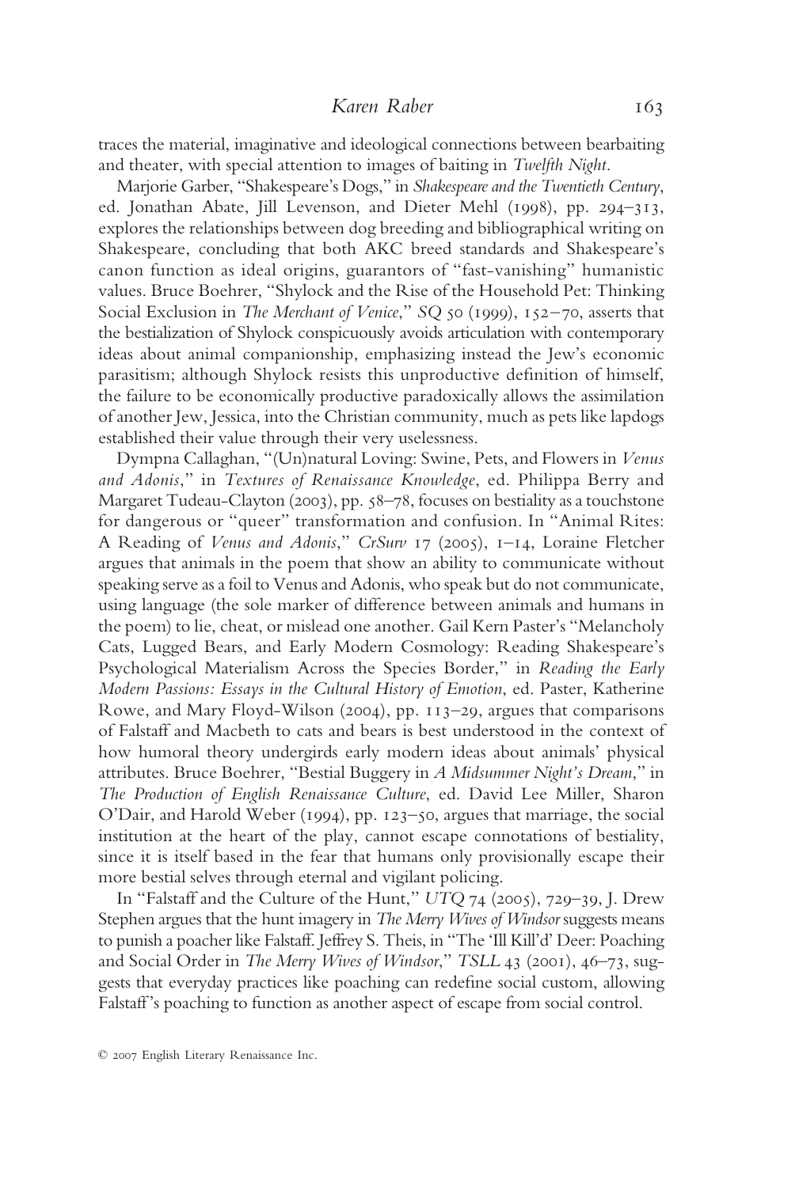traces the material, imaginative and ideological connections between bearbaiting and theater, with special attention to images of baiting in *Twelfth Night*.

Marjorie Garber, "Shakespeare's Dogs," in *Shakespeare and the Twentieth Century*, ed. Jonathan Abate, Jill Levenson, and Dieter Mehl (1998), pp. 294–313, explores the relationships between dog breeding and bibliographical writing on Shakespeare, concluding that both AKC breed standards and Shakespeare's canon function as ideal origins, guarantors of "fast-vanishing" humanistic values. Bruce Boehrer, "Shylock and the Rise of the Household Pet: Thinking Social Exclusion in *The Merchant of Venice*," *SQ* 50 (1999), 152–70, asserts that the bestialization of Shylock conspicuously avoids articulation with contemporary ideas about animal companionship, emphasizing instead the Jew's economic parasitism; although Shylock resists this unproductive definition of himself, the failure to be economically productive paradoxically allows the assimilation of another Jew, Jessica, into the Christian community, much as pets like lapdogs established their value through their very uselessness.

Dympna Callaghan, "(Un)natural Loving: Swine, Pets, and Flowers in *Venus and Adonis*," in *Textures of Renaissance Knowledge*, ed. Philippa Berry and Margaret Tudeau-Clayton (2003), pp. 58–78, focuses on bestiality as a touchstone for dangerous or "queer" transformation and confusion. In "Animal Rites: A Reading of *Venus and Adonis*," *CrSurv* 17 (2005), 1–14, Loraine Fletcher argues that animals in the poem that show an ability to communicate without speaking serve as a foil to Venus and Adonis, who speak but do not communicate, using language (the sole marker of difference between animals and humans in the poem) to lie, cheat, or mislead one another. Gail Kern Paster's "Melancholy Cats, Lugged Bears, and Early Modern Cosmology: Reading Shakespeare's Psychological Materialism Across the Species Border," in *Reading the Early Modern Passions: Essays in the Cultural History of Emotion*, ed. Paster, Katherine Rowe, and Mary Floyd-Wilson (2004), pp. 113–29, argues that comparisons of Falstaff and Macbeth to cats and bears is best understood in the context of how humoral theory undergirds early modern ideas about animals' physical attributes. Bruce Boehrer, "Bestial Buggery in *A Midsummer Night's Dream*," in *The Production of English Renaissance Culture*, ed. David Lee Miller, Sharon O'Dair, and Harold Weber (1994), pp. 123–50, argues that marriage, the social institution at the heart of the play, cannot escape connotations of bestiality, since it is itself based in the fear that humans only provisionally escape their more bestial selves through eternal and vigilant policing.

In "Falstaff and the Culture of the Hunt," *UTQ* 74 (2005), 729–39, J. Drew Stephen argues that the hunt imagery in *The Merry Wives of Windsor* suggests means to punish a poacher like Falstaff. Jeffrey S. Theis, in "The 'Ill Kill'd' Deer: Poaching and Social Order in *The Merry Wives of Windsor*," *TSLL* 43 (2001), 46–73, suggests that everyday practices like poaching can redefine social custom, allowing Falstaff's poaching to function as another aspect of escape from social control.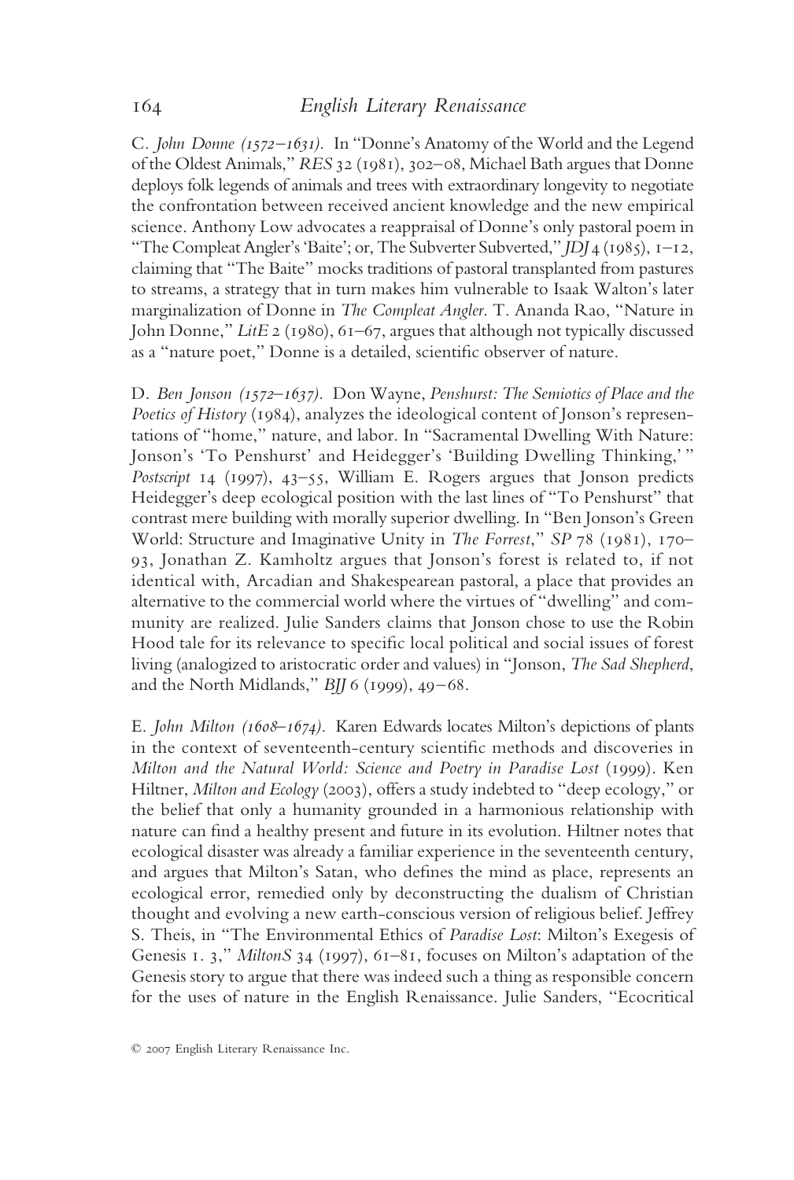C. *John Donne (1572–1631).* In "Donne's Anatomy of the World and the Legend of the Oldest Animals," *RES* 32 (1981), 302–08, Michael Bath argues that Donne deploys folk legends of animals and trees with extraordinary longevity to negotiate the confrontation between received ancient knowledge and the new empirical science. Anthony Low advocates a reappraisal of Donne's only pastoral poem in "The Compleat Angler's 'Baite'; or, The Subverter Subverted," *JDJ* 4 (1985), 1–12, claiming that "The Baite" mocks traditions of pastoral transplanted from pastures to streams, a strategy that in turn makes him vulnerable to Isaak Walton's later marginalization of Donne in *The Compleat Angler*. T. Ananda Rao, "Nature in John Donne," *LitE* 2 (1980), 61–67, argues that although not typically discussed as a "nature poet," Donne is a detailed, scientific observer of nature.

D. *Ben Jonson (1572–1637).* Don Wayne, *Penshurst: The Semiotics of Place and the Poetics of History* (1984), analyzes the ideological content of Jonson's representations of "home," nature, and labor. In "Sacramental Dwelling With Nature: Jonson's 'To Penshurst' and Heidegger's 'Building Dwelling Thinking,'" *Postscript* 14 (1997), 43–55, William E. Rogers argues that Jonson predicts Heidegger's deep ecological position with the last lines of "To Penshurst" that contrast mere building with morally superior dwelling. In "Ben Jonson's Green World: Structure and Imaginative Unity in *The Forrest*," *SP* 78 (1981), 170–93, Jonathan Z. Kamholtz argues that Jonson's forest is related to, if not identical with, Arcadian and Shakespearean pastoral, a place that provides an alternative to the commercial world where the virtues of "dwelling" and community are realized. Julie Sanders claims that Jonson chose to use the Robin Hood tale for its relevance to specific local political and social issues of forest living (analogized to aristocratic order and values) in "Jonson, *The Sad Shepherd*, and the North Midlands," *BJJ* 6 (1999), 49–68.

E. *John Milton (1608–1674).* Karen Edwards locates Milton's depictions of plants in the context of seventeenth-century scientific methods and discoveries in *Milton and the Natural World: Science and Poetry in Paradise Lost* (1999). Ken Hiltner, *Milton and Ecology* (2003), offers a study indebted to "deep ecology," or the belief that only a humanity grounded in a harmonious relationship with nature can find a healthy present and future in its evolution. Hiltner notes that ecological disaster was already a familiar experience in the seventeenth century, and argues that Milton's Satan, who defines the mind as place, represents an ecological error, remedied only by deconstructing the dualism of Christian thought and evolving a new earth-conscious version of religious belief. Jeffrey S. Theis, in "The Environmental Ethics of *Paradise Lost*: Milton's Exegesis of Genesis 1. 3," *MiltonS* 34 (1997), 61–81, focuses on Milton's adaptation of the Genesis story to argue that there was indeed such a thing as responsible concern for the uses of nature in the English Renaissance. Julie Sanders, "Ecocritical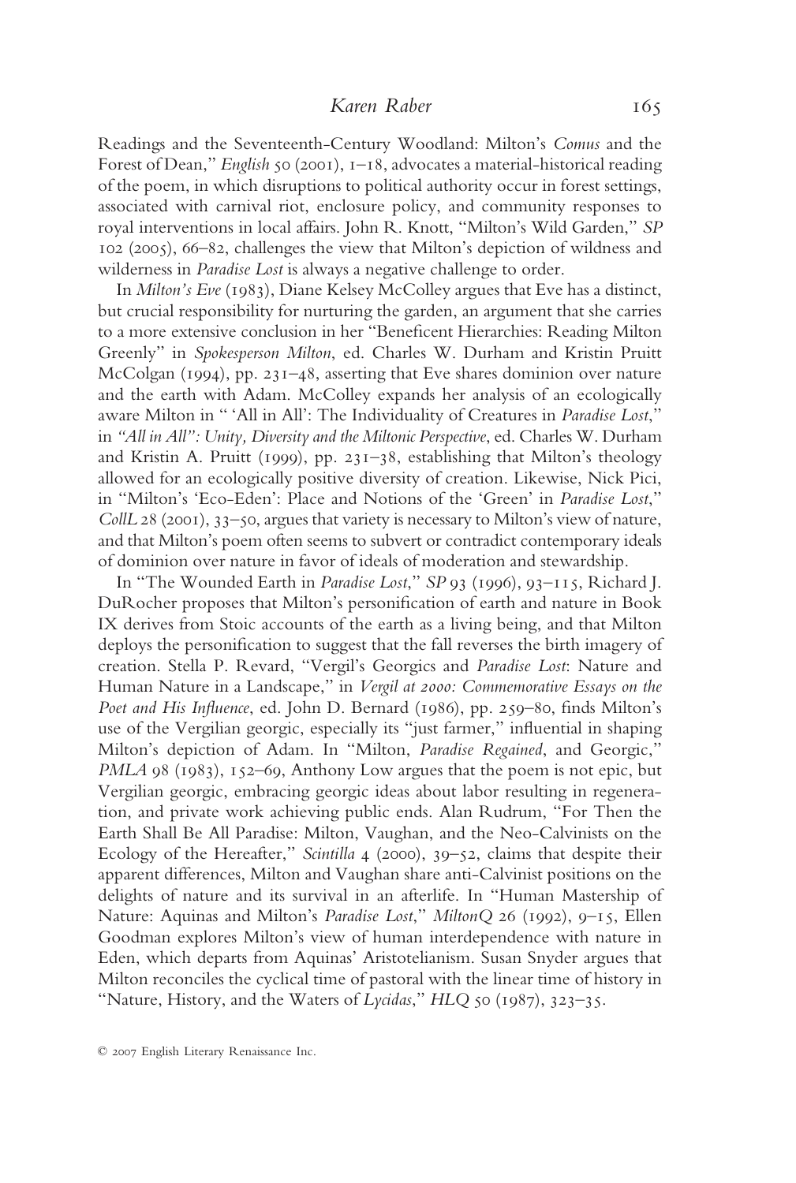Readings and the Seventeenth-Century Woodland: Milton's *Comus* and the Forest of Dean," *English* 50 (2001), 1–18, advocates a material-historical reading of the poem, in which disruptions to political authority occur in forest settings, associated with carnival riot, enclosure policy, and community responses to royal interventions in local affairs. John R. Knott, "Milton's Wild Garden," *SP* 102 (2005), 66–82, challenges the view that Milton's depiction of wildness and wilderness in *Paradise Lost* is always a negative challenge to order.

In *Milton's Eve* (1983), Diane Kelsey McColley argues that Eve has a distinct, but crucial responsibility for nurturing the garden, an argument that she carries to a more extensive conclusion in her "Beneficent Hierarchies: Reading Milton Greenly" in *Spokesperson Milton*, ed. Charles W. Durham and Kristin Pruitt McColgan (1994), pp. 231–48, asserting that Eve shares dominion over nature and the earth with Adam. McColley expands her analysis of an ecologically aware Milton in " 'All in All': The Individuality of Creatures in *Paradise Lost*," in *"All in All": Unity, Diversity and the Miltonic Perspective*, ed. Charles W. Durham and Kristin A. Pruitt (1999), pp. 231–38, establishing that Milton's theology allowed for an ecologically positive diversity of creation. Likewise, Nick Pici, in "Milton's 'Eco-Eden': Place and Notions of the 'Green' in *Paradise Lost*," *CollL* 28 (2001), 33–50, argues that variety is necessary to Milton's view of nature, and that Milton's poem often seems to subvert or contradict contemporary ideals of dominion over nature in favor of ideals of moderation and stewardship.

In "The Wounded Earth in *Paradise Lost*," *SP* 93 (1996), 93–115, Richard J. DuRocher proposes that Milton's personification of earth and nature in Book IX derives from Stoic accounts of the earth as a living being, and that Milton deploys the personification to suggest that the fall reverses the birth imagery of creation. Stella P. Revard, "Vergil's Georgics and *Paradise Lost*: Nature and Human Nature in a Landscape," in *Vergil at 2000: Commemorative Essays on the Poet and His Influence*, ed. John D. Bernard (1986), pp. 259–80, finds Milton's use of the Vergilian georgic, especially its "just farmer," influential in shaping Milton's depiction of Adam. In "Milton, *Paradise Regained*, and Georgic," *PMLA* 98 (1983), 152–69, Anthony Low argues that the poem is not epic, but Vergilian georgic, embracing georgic ideas about labor resulting in regeneration, and private work achieving public ends. Alan Rudrum, "For Then the Earth Shall Be All Paradise: Milton, Vaughan, and the Neo-Calvinists on the Ecology of the Hereafter," *Scintilla* 4 (2000), 39–52, claims that despite their apparent differences, Milton and Vaughan share anti-Calvinist positions on the delights of nature and its survival in an afterlife. In "Human Mastership of Nature: Aquinas and Milton's *Paradise Lost*," *MiltonQ* 26 (1992), 9–15, Ellen Goodman explores Milton's view of human interdependence with nature in Eden, which departs from Aquinas' Aristotelianism. Susan Snyder argues that Milton reconciles the cyclical time of pastoral with the linear time of history in "Nature, History, and the Waters of *Lycidas*," *HLQ* 50 (1987), 323–35.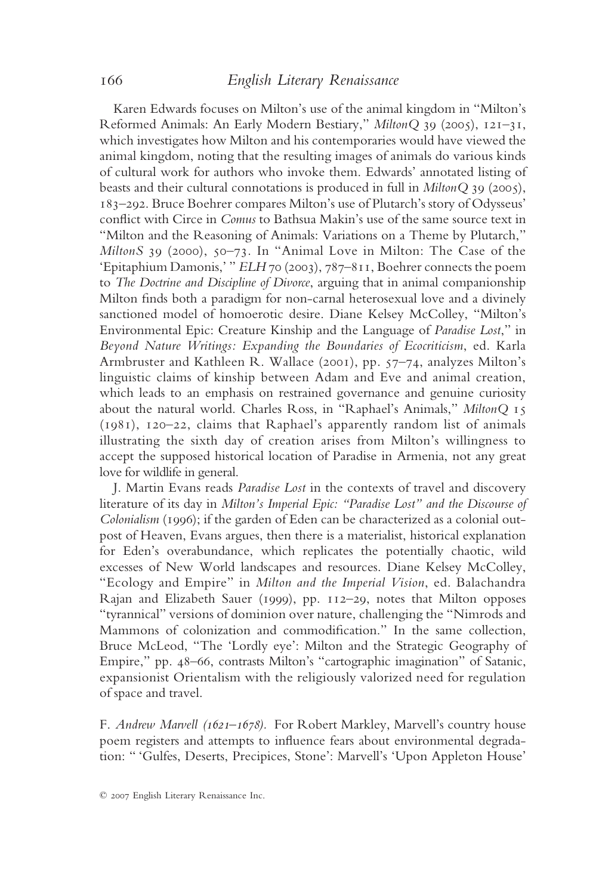Karen Edwards focuses on Milton's use of the animal kingdom in "Milton's Reformed Animals: An Early Modern Bestiary," *MiltonQ* 39 (2005), 121–31, which investigates how Milton and his contemporaries would have viewed the animal kingdom, noting that the resulting images of animals do various kinds of cultural work for authors who invoke them. Edwards' annotated listing of beasts and their cultural connotations is produced in full in *MiltonQ* 39 (2005), 183–292. Bruce Boehrer compares Milton's use of Plutarch's story of Odysseus' conflict with Circe in *Comus* to Bathsua Makin's use of the same source text in "Milton and the Reasoning of Animals: Variations on a Theme by Plutarch," *MiltonS* 39 (2000), 50–73. In "Animal Love in Milton: The Case of the 'Epitaphium Damonis,'" *ELH* 70 (2003), 787–811, Boehrer connects the poem to *The Doctrine and Discipline of Divorce*, arguing that in animal companionship Milton finds both a paradigm for non-carnal heterosexual love and a divinely sanctioned model of homoerotic desire. Diane Kelsey McColley, "Milton's Environmental Epic: Creature Kinship and the Language of *Paradise Lost*," in *Beyond Nature Writings: Expanding the Boundaries of Ecocriticism*, ed. Karla Armbruster and Kathleen R. Wallace (2001), pp. 57–74, analyzes Milton's linguistic claims of kinship between Adam and Eve and animal creation, which leads to an emphasis on restrained governance and genuine curiosity about the natural world. Charles Ross, in "Raphael's Animals," *MiltonQ* 15 (1981), 120–22, claims that Raphael's apparently random list of animals illustrating the sixth day of creation arises from Milton's willingness to accept the supposed historical location of Paradise in Armenia, not any great love for wildlife in general.

J. Martin Evans reads *Paradise Lost* in the contexts of travel and discovery literature of its day in *Milton's Imperial Epic: "Paradise Lost" and the Discourse of Colonialism* (1996); if the garden of Eden can be characterized as a colonial outpost of Heaven, Evans argues, then there is a materialist, historical explanation for Eden's overabundance, which replicates the potentially chaotic, wild excesses of New World landscapes and resources. Diane Kelsey McColley, "Ecology and Empire" in *Milton and the Imperial Vision*, ed. Balachandra Rajan and Elizabeth Sauer (1999), pp. 112–29, notes that Milton opposes "tyrannical" versions of dominion over nature, challenging the "Nimrods and Mammons of colonization and commodification." In the same collection, Bruce McLeod, "The 'Lordly eye': Milton and the Strategic Geography of Empire," pp. 48–66, contrasts Milton's "cartographic imagination" of Satanic, expansionist Orientalism with the religiously valorized need for regulation of space and travel.

F. *Andrew Marvell (1621–1678).* For Robert Markley, Marvell's country house poem registers and attempts to influence fears about environmental degradation: "'Gulfes, Deserts, Precipices, Stone': Marvell's 'Upon Appleton House'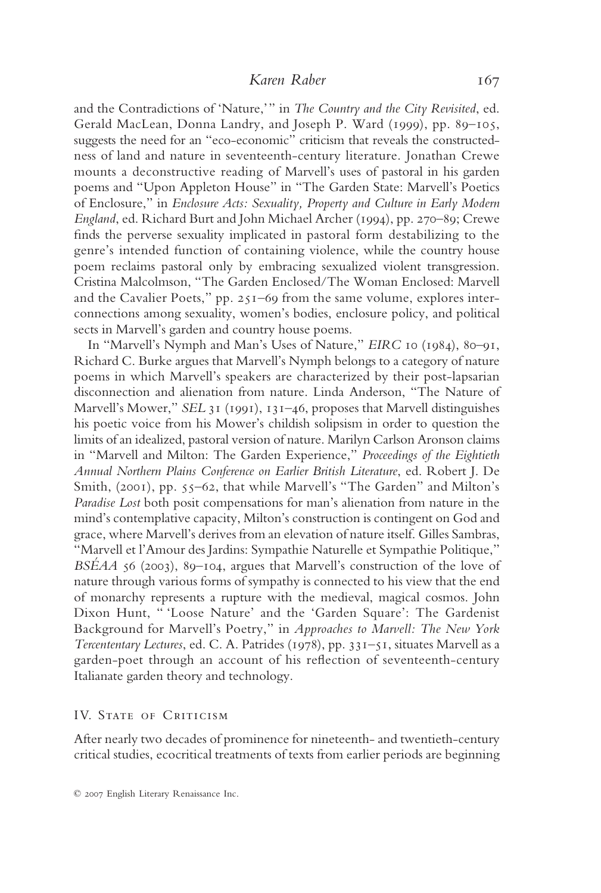and the Contradictions of 'Nature,'" in *The Country and the City Revisited*, ed. Gerald MacLean, Donna Landry, and Joseph P. Ward (1999), pp. 89–105, suggests the need for an "eco-economic" criticism that reveals the constructedness of land and nature in seventeenth-century literature. Jonathan Crewe mounts a deconstructive reading of Marvell's uses of pastoral in his garden poems and "Upon Appleton House" in "The Garden State: Marvell's Poetics of Enclosure," in *Enclosure Acts: Sexuality, Property and Culture in Early Modern England*, ed. Richard Burt and John Michael Archer (1994), pp. 270–89; Crewe finds the perverse sexuality implicated in pastoral form destabilizing to the genre's intended function of containing violence, while the country house poem reclaims pastoral only by embracing sexualized violent transgression. Cristina Malcolmson, "The Garden Enclosed/The Woman Enclosed: Marvell and the Cavalier Poets," pp. 251–69 from the same volume, explores interconnections among sexuality, women's bodies, enclosure policy, and political sects in Marvell's garden and country house poems.

In "Marvell's Nymph and Man's Uses of Nature," *EIRC* 10 (1984), 80–91, Richard C. Burke argues that Marvell's Nymph belongs to a category of nature poems in which Marvell's speakers are characterized by their post-lapsarian disconnection and alienation from nature. Linda Anderson, "The Nature of Marvell's Mower," *SEL* 31 (1991), 131–46, proposes that Marvell distinguishes his poetic voice from his Mower's childish solipsism in order to question the limits of an idealized, pastoral version of nature. Marilyn Carlson Aronson claims in "Marvell and Milton: The Garden Experience," *Proceedings of the Eightieth Annual Northern Plains Conference on Earlier British Literature*, ed. Robert J. De Smith, (2001), pp. 55–62, that while Marvell's "The Garden" and Milton's *Paradise Lost* both posit compensations for man's alienation from nature in the mind's contemplative capacity, Milton's construction is contingent on God and grace, where Marvell's derives from an elevation of nature itself. Gilles Sambras, "Marvell et l'Amour des Jardins: Sympathie Naturelle et Sympathie Politique," *BSÉAA* 56 (2003), 89–104, argues that Marvell's construction of the love of nature through various forms of sympathy is connected to his view that the end of monarchy represents a rupture with the medieval, magical cosmos. John Dixon Hunt, "'Loose Nature' and the 'Garden Square': The Gardenist Background for Marvell's Poetry," in *Approaches to Marvell: The New York Tercententary Lectures*, ed. C. A. Patrides (1978), pp. 331–51, situates Marvell as a garden-poet through an account of his reflection of seventeenth-century Italianate garden theory and technology.

## IV. State of Criticism

After nearly two decades of prominence for nineteenth- and twentieth-century critical studies, ecocritical treatments of texts from earlier periods are beginning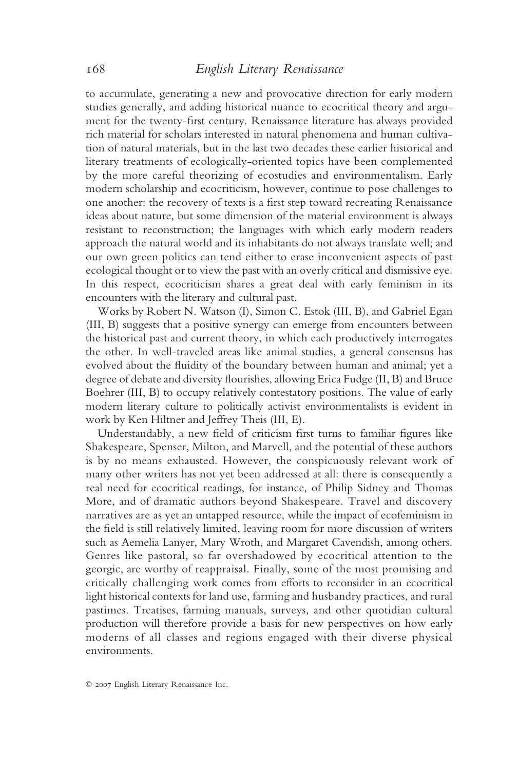to accumulate, generating a new and provocative direction for early modern studies generally, and adding historical nuance to ecocritical theory and argument for the twenty-first century. Renaissance literature has always provided rich material for scholars interested in natural phenomena and human cultivation of natural materials, but in the last two decades these earlier historical and literary treatments of ecologically-oriented topics have been complemented by the more careful theorizing of ecostudies and environmentalism. Early modern scholarship and ecocriticism, however, continue to pose challenges to one another: the recovery of texts is a first step toward recreating Renaissance ideas about nature, but some dimension of the material environment is always resistant to reconstruction; the languages with which early modern readers approach the natural world and its inhabitants do not always translate well; and our own green politics can tend either to erase inconvenient aspects of past ecological thought or to view the past with an overly critical and dismissive eye. In this respect, ecocriticism shares a great deal with early feminism in its encounters with the literary and cultural past.

Works by Robert N. Watson (I), Simon C. Estok (III, B), and Gabriel Egan (III, B) suggests that a positive synergy can emerge from encounters between the historical past and current theory, in which each productively interrogates the other. In well-traveled areas like animal studies, a general consensus has evolved about the fluidity of the boundary between human and animal; yet a degree of debate and diversity flourishes, allowing Erica Fudge (II, B) and Bruce Boehrer (III, B) to occupy relatively contestatory positions. The value of early modern literary culture to politically activist environmentalists is evident in work by Ken Hiltner and Jeffrey Theis (III, E).

Understandably, a new field of criticism first turns to familiar figures like Shakespeare, Spenser, Milton, and Marvell, and the potential of these authors is by no means exhausted. However, the conspicuously relevant work of many other writers has not yet been addressed at all: there is consequently a real need for ecocritical readings, for instance, of Philip Sidney and Thomas More, and of dramatic authors beyond Shakespeare. Travel and discovery narratives are as yet an untapped resource, while the impact of ecofeminism in the field is still relatively limited, leaving room for more discussion of writers such as Aemelia Lanyer, Mary Wroth, and Margaret Cavendish, among others. Genres like pastoral, so far overshadowed by ecocritical attention to the georgic, are worthy of reappraisal. Finally, some of the most promising and critically challenging work comes from efforts to reconsider in an ecocritical light historical contexts for land use, farming and husbandry practices, and rural pastimes. Treatises, farming manuals, surveys, and other quotidian cultural production will therefore provide a basis for new perspectives on how early moderns of all classes and regions engaged with their diverse physical environments.

© 2007 English Literary Renaissance Inc.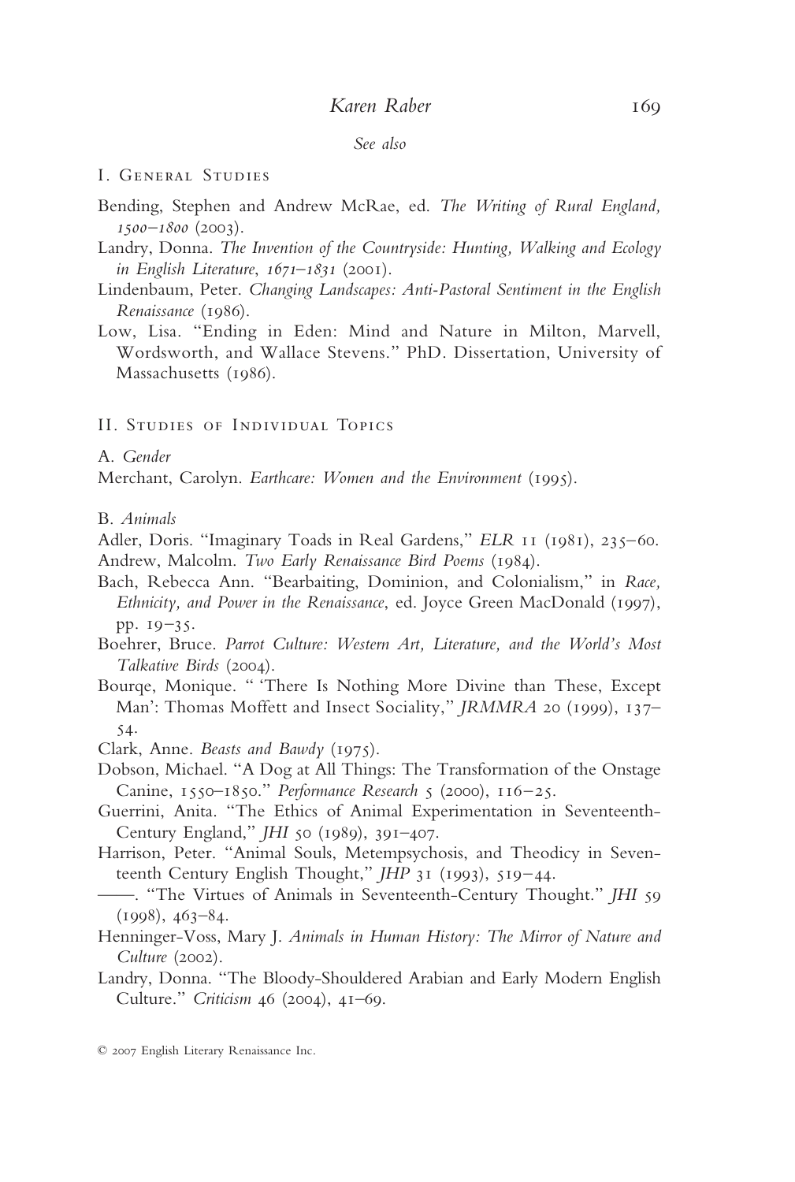*See also*

## I. General Studies

Bending, Stephen and Andrew McRae, ed. *The Writing of Rural England, 1500–1800* (2003).

Landry, Donna. *The Invention of the Countryside: Hunting, Walking and Ecology in English Literature, 1671–1831* (2001).

Lindenbaum, Peter. *Changing Landscapes: Anti-Pastoral Sentiment in the English Renaissance* (1986).

Low, Lisa. "Ending in Eden: Mind and Nature in Milton, Marvell, Wordsworth, and Wallace Stevens." PhD. Dissertation, University of Massachusetts (1986).

## II. Studies of Individual Topics

### A. *Gender*

Merchant, Carolyn. *Earthcare: Women and the Environment* (1995).

### B. *Animals*

Adler, Doris. "Imaginary Toads in Real Gardens," *ELR* 11 (1981), 235–60.

Andrew, Malcolm. *Two Early Renaissance Bird Poems* (1984).

Bach, Rebecca Ann. "Bearbaiting, Dominion, and Colonialism," in *Race, Ethnicity, and Power in the Renaissance*, ed. Joyce Green MacDonald (1997), pp. 19–35.

Boehrer, Bruce. *Parrot Culture: Western Art, Literature, and the World's Most Talkative Birds* (2004).

Bourqe, Monique. " 'There Is Nothing More Divine than These, Except Man': Thomas Moffett and Insect Sociality," *JRMMRA* 20 (1999), 137–54.

Clark, Anne. *Beasts and Bawdy* (1975).

Dobson, Michael. "A Dog at All Things: The Transformation of the Onstage Canine, 1550–1850." *Performance Research* 5 (2000), 116–25.

Guerrini, Anita. "The Ethics of Animal Experimentation in Seventeenth-Century England," *JHI* 50 (1989), 391–407.

Harrison, Peter. "Animal Souls, Metempsychosis, and Theodicy in Seventeenth Century English Thought," *JHP* 31 (1993), 519–44.

——. "The Virtues of Animals in Seventeenth-Century Thought." *JHI* 59 (1998), 463–84.

Henninger-Voss, Mary J. *Animals in Human History: The Mirror of Nature and Culture* (2002).

Landry, Donna. "The Bloody-Shouldered Arabian and Early Modern English Culture." *Criticism* 46 (2004), 41–69.

© 2007 English Literary Renaissance Inc.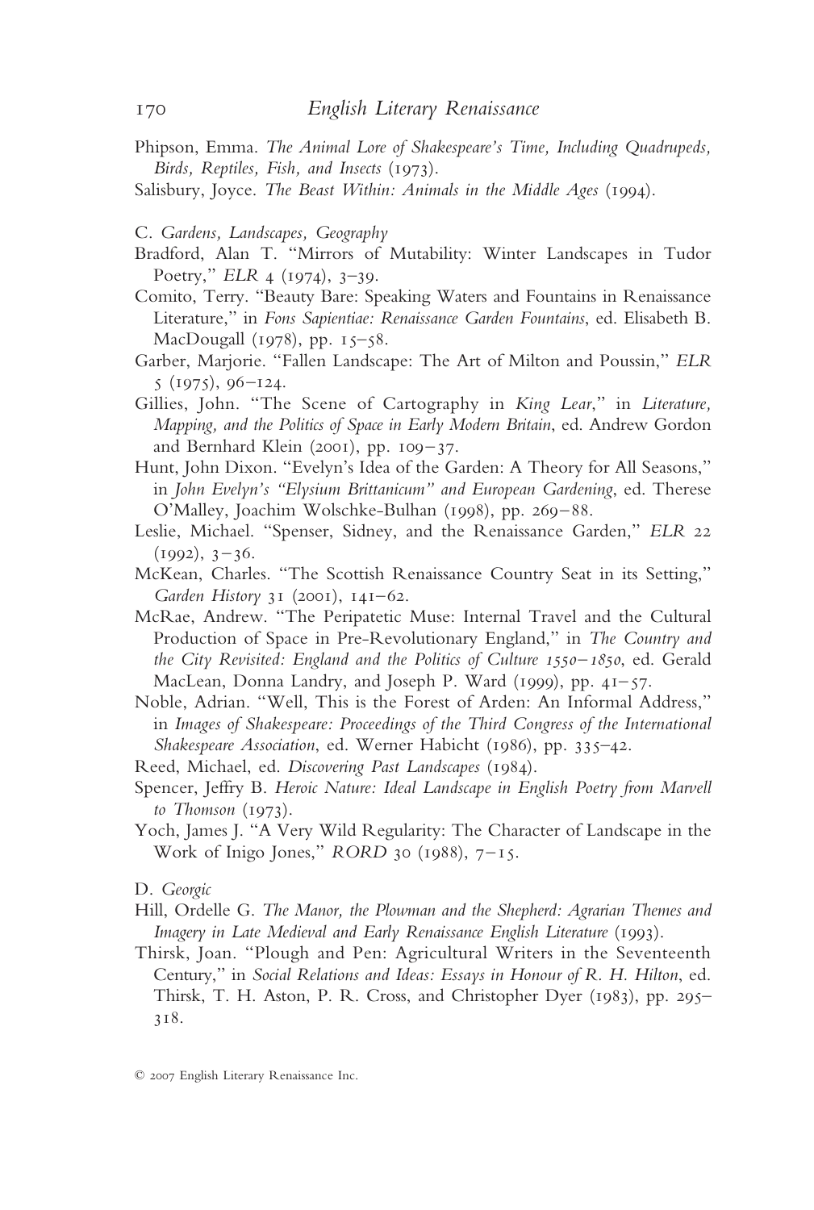Phipson, Emma. *The Animal Lore of Shakespeare's Time, Including Quadrupeds, Birds, Reptiles, Fish, and Insects* (1973).

Salisbury, Joyce. *The Beast Within: Animals in the Middle Ages* (1994).

C. *Gardens, Landscapes, Geography*

Bradford, Alan T. "Mirrors of Mutability: Winter Landscapes in Tudor Poetry," *ELR* 4 (1974), 3–39.

Comito, Terry. "Beauty Bare: Speaking Waters and Fountains in Renaissance Literature," in *Fons Sapientiae: Renaissance Garden Fountains*, ed. Elisabeth B. MacDougall (1978), pp. 15–58.

Garber, Marjorie. "Fallen Landscape: The Art of Milton and Poussin," *ELR* 5 (1975), 96–124.

Gillies, John. "The Scene of Cartography in *King Lear*," in *Literature, Mapping, and the Politics of Space in Early Modern Britain*, ed. Andrew Gordon and Bernhard Klein (2001), pp. 109–37.

Hunt, John Dixon. "Evelyn's Idea of the Garden: A Theory for All Seasons," in *John Evelyn's "Elysium Brittanicum" and European Gardening*, ed. Therese O'Malley, Joachim Wolschke-Bulhan (1998), pp. 269–88.

Leslie, Michael. "Spenser, Sidney, and the Renaissance Garden," *ELR* 22 (1992), 3–36.

McKean, Charles. "The Scottish Renaissance Country Seat in its Setting," *Garden History* 31 (2001), 141–62.

McRae, Andrew. "The Peripatetic Muse: Internal Travel and the Cultural Production of Space in Pre-Revolutionary England," in *The Country and the City Revisited: England and the Politics of Culture 1550–1850*, ed. Gerald MacLean, Donna Landry, and Joseph P. Ward (1999), pp. 41–57.

Noble, Adrian. "Well, This is the Forest of Arden: An Informal Address," in *Images of Shakespeare: Proceedings of the Third Congress of the International Shakespeare Association*, ed. Werner Habicht (1986), pp. 335–42.

Reed, Michael, ed. *Discovering Past Landscapes* (1984).

Spencer, Jeffry B. *Heroic Nature: Ideal Landscape in English Poetry from Marvell to Thomson* (1973).

Yoch, James J. "A Very Wild Regularity: The Character of Landscape in the Work of Inigo Jones," *RORD* 30 (1988), 7–15.

D. *Georgic*

Hill, Ordelle G. *The Manor, the Plowman and the Shepherd: Agrarian Themes and Imagery in Late Medieval and Early Renaissance English Literature* (1993).

Thirsk, Joan. "Plough and Pen: Agricultural Writers in the Seventeenth Century," in *Social Relations and Ideas: Essays in Honour of R. H. Hilton*, ed. Thirsk, T. H. Aston, P. R. Cross, and Christopher Dyer (1983), pp. 295–318.

© 2007 English Literary Renaissance Inc.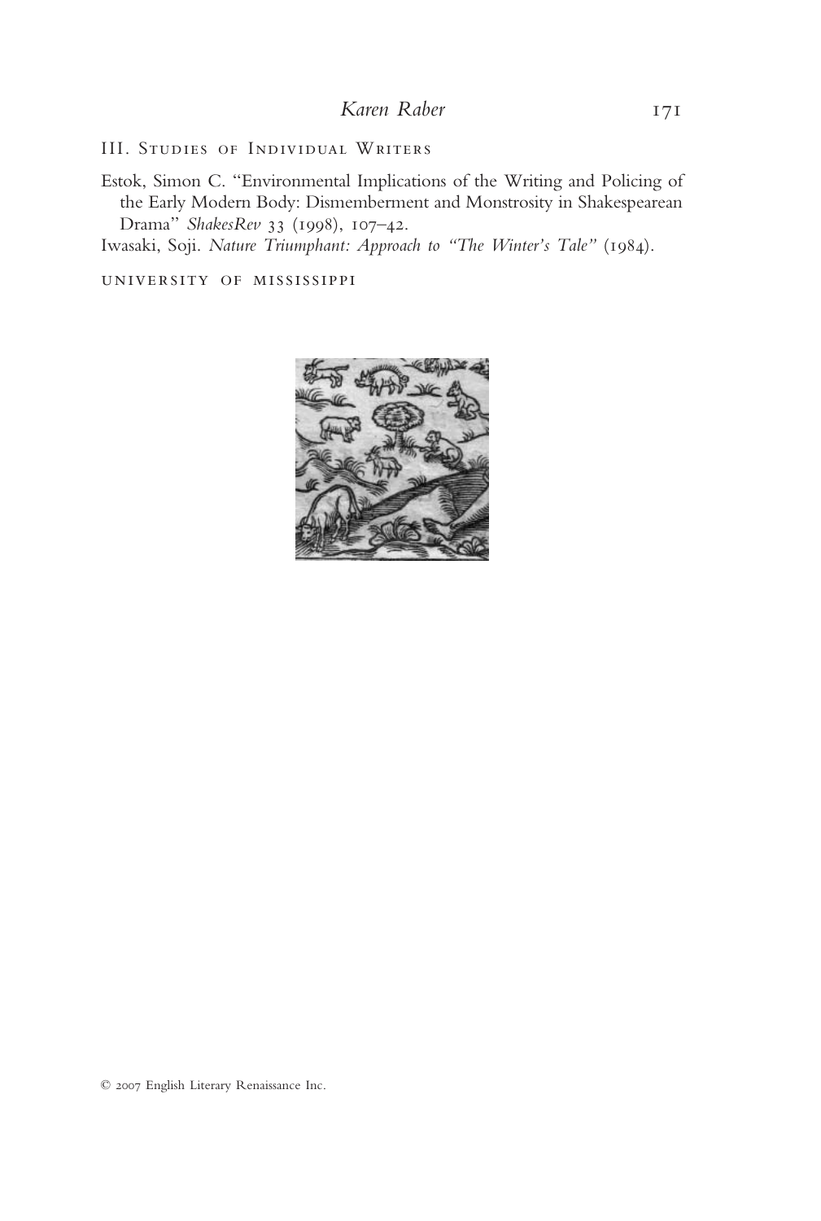III. Studies of Individual Writers

Estok, Simon C. "Environmental Implications of the Writing and Policing of the Early Modern Body: Dismemberment and Monstrosity in Shakespearean Drama" *ShakesRev* 33 (1998), 107–42.

Iwasaki, Soji. *Nature Triumphant: Approach to "The Winter's Tale"* (1984).

university of mississippi

© 2007 English Literary Renaissance Inc.